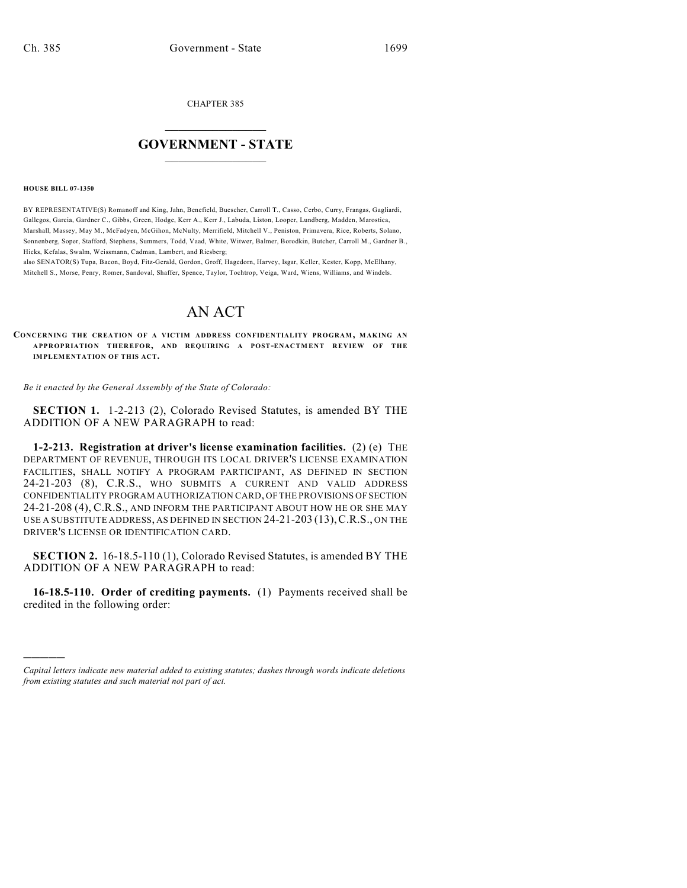CHAPTER 385

## GOVERNMENT - STATE

**HOUSE BILL 07-1350**

BY REPRESENTATIVE(S) Romanoff and King, Jahn, Benefield, Buescher, Carroll T., Casso, Cerbo, Curry, Frangas, Gagliardi, Gallegos, Garcia, Gardner C., Gibbs, Green, Hodge, Kerr A., Kerr J., Labuda, Liston, Looper, Lundberg, Madden, Marostica, Marshall, Massey, May M., McFadyen, McGihon, McNulty, Merrifield, Mitchell V., Peniston, Primavera, Rice, Roberts, Solano, Sonnenberg, Soper, Stafford, Stephens, Summers, Todd, Vaad, White, Witwer, Balmer, Borodkin, Butcher, Carroll M., Gardner B., Hicks, Kefalas, Swalm, Weissmann, Cadman, Lambert, and Riesberg;
also SENATOR(S) Tupa, Bacon, Boyd, Fitz-Gerald, Gordon, Groff, Hagedorn, Harvey, Isgar, Keller, Kester, Kopp, McElhany, Mitchell S., Morse, Penry, Romer, Sandoval, Shaffer, Spence, Taylor, Tochtrop, Veiga, Ward, Wiens, Williams, and Windels.

# AN ACT

**CONCERNING THE CREATION OF A VICTIM ADDRESS CONFIDENTIALITY PROGRAM, MAKING AN APPROPRIATION THEREFOR, AND REQUIRING A POST-ENACTMENT REVIEW OF THE IMPLEMENTATION OF THIS ACT.**

*Be it enacted by the General Assembly of the State of Colorado:*

**SECTION 1.** 1-2-213 (2), Colorado Revised Statutes, is amended BY THE ADDITION OF A NEW PARAGRAPH to read:

**1-2-213. Registration at driver's license examination facilities.** (2) (e) THE DEPARTMENT OF REVENUE, THROUGH ITS LOCAL DRIVER'S LICENSE EXAMINATION FACILITIES, SHALL NOTIFY A PROGRAM PARTICIPANT, AS DEFINED IN SECTION 24-21-203 (8), C.R.S., WHO SUBMITS A CURRENT AND VALID ADDRESS CONFIDENTIALITY PROGRAM AUTHORIZATION CARD, OF THE PROVISIONS OF SECTION 24-21-208 (4), C.R.S., AND INFORM THE PARTICIPANT ABOUT HOW HE OR SHE MAY USE A SUBSTITUTE ADDRESS, AS DEFINED IN SECTION 24-21-203 (13), C.R.S., ON THE DRIVER'S LICENSE OR IDENTIFICATION CARD.

**SECTION 2.** 16-18.5-110 (1), Colorado Revised Statutes, is amended BY THE ADDITION OF A NEW PARAGRAPH to read:

**16-18.5-110. Order of crediting payments.** (1) Payments received shall be credited in the following order:

---

*Capital letters indicate new material added to existing statutes; dashes through words indicate deletions from existing statutes and such material not part of act.*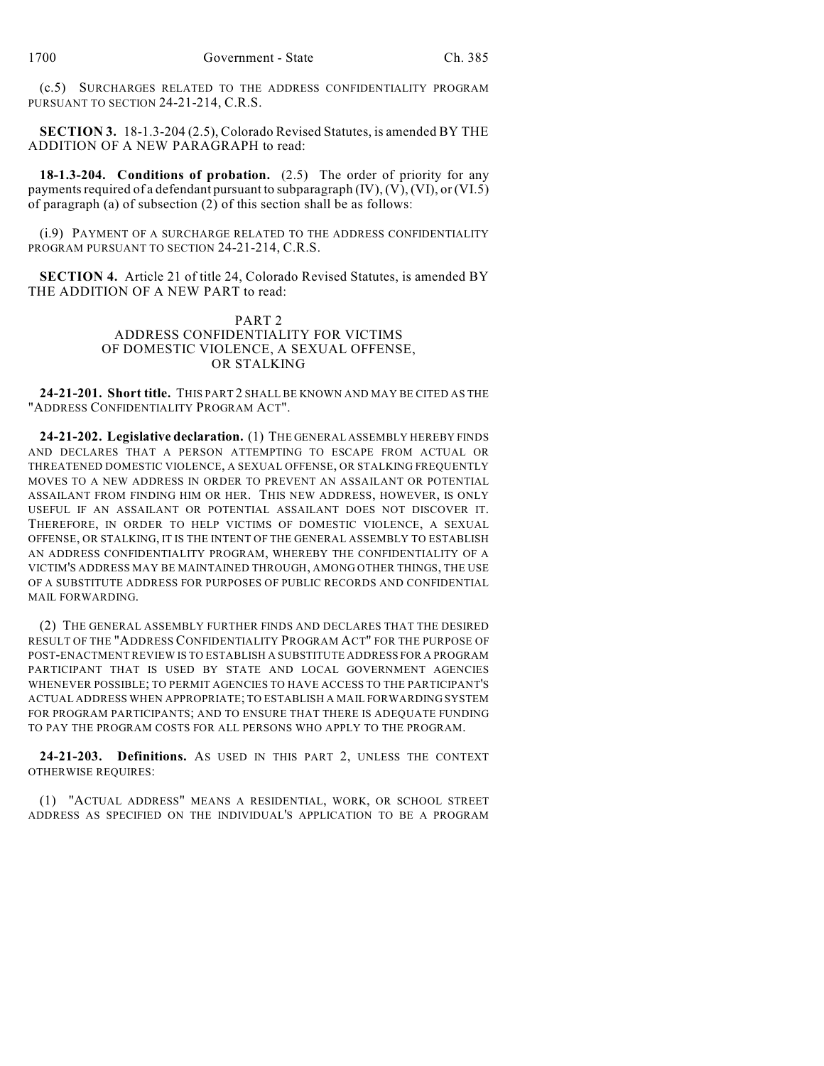(c.5) SURCHARGES RELATED TO THE ADDRESS CONFIDENTIALITY PROGRAM PURSUANT TO SECTION 24-21-214, C.R.S.

**SECTION 3.** 18-1.3-204 (2.5), Colorado Revised Statutes, is amended BY THE ADDITION OF A NEW PARAGRAPH to read:

**18-1.3-204. Conditions of probation.** (2.5) The order of priority for any payments required of a defendant pursuant to subparagraph (IV), (V), (VI), or (VI.5) of paragraph (a) of subsection (2) of this section shall be as follows:

(i.9) PAYMENT OF A SURCHARGE RELATED TO THE ADDRESS CONFIDENTIALITY PROGRAM PURSUANT TO SECTION 24-21-214, C.R.S.

**SECTION 4.** Article 21 of title 24, Colorado Revised Statutes, is amended BY THE ADDITION OF A NEW PART to read:

PART 2
ADDRESS CONFIDENTIALITY FOR VICTIMS
OF DOMESTIC VIOLENCE, A SEXUAL OFFENSE,
OR STALKING

**24-21-201. Short title.** THIS PART 2 SHALL BE KNOWN AND MAY BE CITED AS THE "ADDRESS CONFIDENTIALITY PROGRAM ACT".

**24-21-202. Legislative declaration.** (1) THE GENERAL ASSEMBLY HEREBY FINDS AND DECLARES THAT A PERSON ATTEMPTING TO ESCAPE FROM ACTUAL OR THREATENED DOMESTIC VIOLENCE, A SEXUAL OFFENSE, OR STALKING FREQUENTLY MOVES TO A NEW ADDRESS IN ORDER TO PREVENT AN ASSAILANT OR POTENTIAL ASSAILANT FROM FINDING HIM OR HER. THIS NEW ADDRESS, HOWEVER, IS ONLY USEFUL IF AN ASSAILANT OR POTENTIAL ASSAILANT DOES NOT DISCOVER IT. THEREFORE, IN ORDER TO HELP VICTIMS OF DOMESTIC VIOLENCE, A SEXUAL OFFENSE, OR STALKING, IT IS THE INTENT OF THE GENERAL ASSEMBLY TO ESTABLISH AN ADDRESS CONFIDENTIALITY PROGRAM, WHEREBY THE CONFIDENTIALITY OF A VICTIM'S ADDRESS MAY BE MAINTAINED THROUGH, AMONG OTHER THINGS, THE USE OF A SUBSTITUTE ADDRESS FOR PURPOSES OF PUBLIC RECORDS AND CONFIDENTIAL MAIL FORWARDING.

(2) THE GENERAL ASSEMBLY FURTHER FINDS AND DECLARES THAT THE DESIRED RESULT OF THE "ADDRESS CONFIDENTIALITY PROGRAM ACT" FOR THE PURPOSE OF POST-ENACTMENT REVIEW IS TO ESTABLISH A SUBSTITUTE ADDRESS FOR A PROGRAM PARTICIPANT THAT IS USED BY STATE AND LOCAL GOVERNMENT AGENCIES WHENEVER POSSIBLE; TO PERMIT AGENCIES TO HAVE ACCESS TO THE PARTICIPANT'S ACTUAL ADDRESS WHEN APPROPRIATE; TO ESTABLISH A MAIL FORWARDING SYSTEM FOR PROGRAM PARTICIPANTS; AND TO ENSURE THAT THERE IS ADEQUATE FUNDING TO PAY THE PROGRAM COSTS FOR ALL PERSONS WHO APPLY TO THE PROGRAM.

**24-21-203. Definitions.** AS USED IN THIS PART 2, UNLESS THE CONTEXT OTHERWISE REQUIRES:

(1) "ACTUAL ADDRESS" MEANS A RESIDENTIAL, WORK, OR SCHOOL STREET ADDRESS AS SPECIFIED ON THE INDIVIDUAL'S APPLICATION TO BE A PROGRAM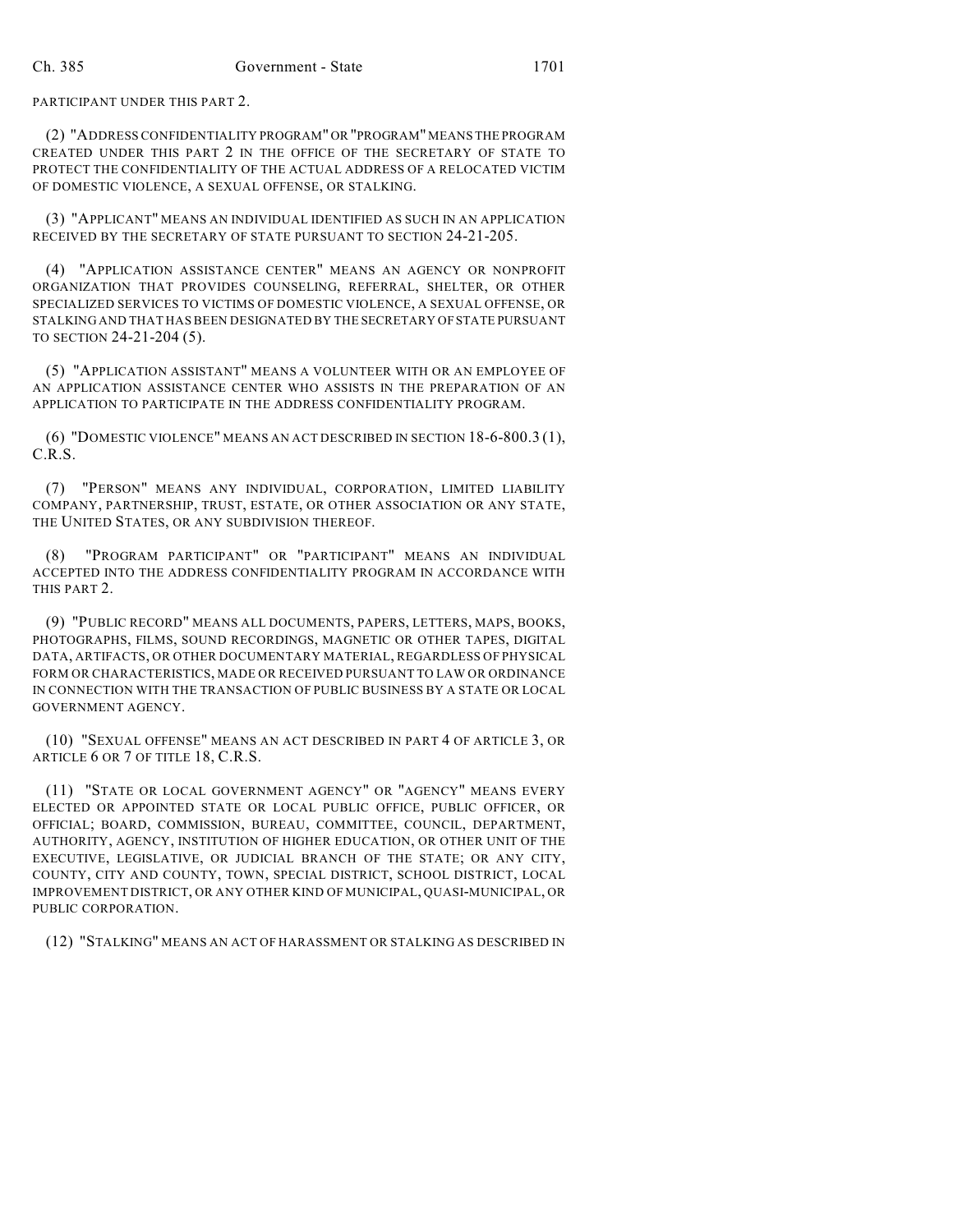PARTICIPANT UNDER THIS PART 2.

(2) "ADDRESS CONFIDENTIALITY PROGRAM" OR "PROGRAM" MEANS THE PROGRAM CREATED UNDER THIS PART 2 IN THE OFFICE OF THE SECRETARY OF STATE TO PROTECT THE CONFIDENTIALITY OF THE ACTUAL ADDRESS OF A RELOCATED VICTIM OF DOMESTIC VIOLENCE, A SEXUAL OFFENSE, OR STALKING.

(3) "APPLICANT" MEANS AN INDIVIDUAL IDENTIFIED AS SUCH IN AN APPLICATION RECEIVED BY THE SECRETARY OF STATE PURSUANT TO SECTION 24-21-205.

(4) "APPLICATION ASSISTANCE CENTER" MEANS AN AGENCY OR NONPROFIT ORGANIZATION THAT PROVIDES COUNSELING, REFERRAL, SHELTER, OR OTHER SPECIALIZED SERVICES TO VICTIMS OF DOMESTIC VIOLENCE, A SEXUAL OFFENSE, OR STALKING AND THAT HAS BEEN DESIGNATED BY THE SECRETARY OF STATE PURSUANT TO SECTION 24-21-204 (5).

(5) "APPLICATION ASSISTANT" MEANS A VOLUNTEER WITH OR AN EMPLOYEE OF AN APPLICATION ASSISTANCE CENTER WHO ASSISTS IN THE PREPARATION OF AN APPLICATION TO PARTICIPATE IN THE ADDRESS CONFIDENTIALITY PROGRAM.

(6) "DOMESTIC VIOLENCE" MEANS AN ACT DESCRIBED IN SECTION 18-6-800.3 (1), C.R.S.

(7) "PERSON" MEANS ANY INDIVIDUAL, CORPORATION, LIMITED LIABILITY COMPANY, PARTNERSHIP, TRUST, ESTATE, OR OTHER ASSOCIATION OR ANY STATE, THE UNITED STATES, OR ANY SUBDIVISION THEREOF.

(8) "PROGRAM PARTICIPANT" OR "PARTICIPANT" MEANS AN INDIVIDUAL ACCEPTED INTO THE ADDRESS CONFIDENTIALITY PROGRAM IN ACCORDANCE WITH THIS PART 2.

(9) "PUBLIC RECORD" MEANS ALL DOCUMENTS, PAPERS, LETTERS, MAPS, BOOKS, PHOTOGRAPHS, FILMS, SOUND RECORDINGS, MAGNETIC OR OTHER TAPES, DIGITAL DATA, ARTIFACTS, OR OTHER DOCUMENTARY MATERIAL, REGARDLESS OF PHYSICAL FORM OR CHARACTERISTICS, MADE OR RECEIVED PURSUANT TO LAW OR ORDINANCE IN CONNECTION WITH THE TRANSACTION OF PUBLIC BUSINESS BY A STATE OR LOCAL GOVERNMENT AGENCY.

(10) "SEXUAL OFFENSE" MEANS AN ACT DESCRIBED IN PART 4 OF ARTICLE 3, OR ARTICLE 6 OR 7 OF TITLE 18, C.R.S.

(11) "STATE OR LOCAL GOVERNMENT AGENCY" OR "AGENCY" MEANS EVERY ELECTED OR APPOINTED STATE OR LOCAL PUBLIC OFFICE, PUBLIC OFFICER, OR OFFICIAL; BOARD, COMMISSION, BUREAU, COMMITTEE, COUNCIL, DEPARTMENT, AUTHORITY, AGENCY, INSTITUTION OF HIGHER EDUCATION, OR OTHER UNIT OF THE EXECUTIVE, LEGISLATIVE, OR JUDICIAL BRANCH OF THE STATE; OR ANY CITY, COUNTY, CITY AND COUNTY, TOWN, SPECIAL DISTRICT, SCHOOL DISTRICT, LOCAL IMPROVEMENT DISTRICT, OR ANY OTHER KIND OF MUNICIPAL, QUASI-MUNICIPAL, OR PUBLIC CORPORATION.

(12) "STALKING" MEANS AN ACT OF HARASSMENT OR STALKING AS DESCRIBED IN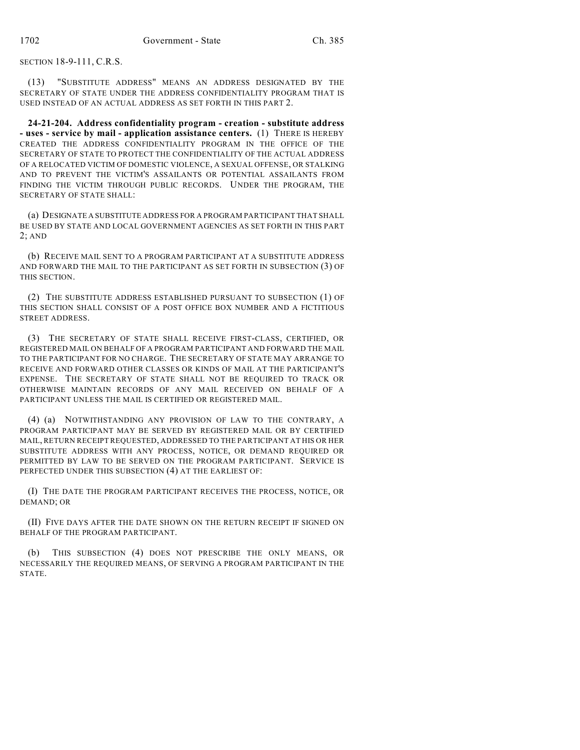SECTION 18-9-111, C.R.S.

(13) "SUBSTITUTE ADDRESS" MEANS AN ADDRESS DESIGNATED BY THE SECRETARY OF STATE UNDER THE ADDRESS CONFIDENTIALITY PROGRAM THAT IS USED INSTEAD OF AN ACTUAL ADDRESS AS SET FORTH IN THIS PART 2.

**24-21-204. Address confidentiality program - creation - substitute address - uses - service by mail - application assistance centers.** (1) THERE IS HEREBY CREATED THE ADDRESS CONFIDENTIALITY PROGRAM IN THE OFFICE OF THE SECRETARY OF STATE TO PROTECT THE CONFIDENTIALITY OF THE ACTUAL ADDRESS OF A RELOCATED VICTIM OF DOMESTIC VIOLENCE, A SEXUAL OFFENSE, OR STALKING AND TO PREVENT THE VICTIM'S ASSAILANTS OR POTENTIAL ASSAILANTS FROM FINDING THE VICTIM THROUGH PUBLIC RECORDS. UNDER THE PROGRAM, THE SECRETARY OF STATE SHALL:

(a) DESIGNATE A SUBSTITUTE ADDRESS FOR A PROGRAM PARTICIPANT THAT SHALL BE USED BY STATE AND LOCAL GOVERNMENT AGENCIES AS SET FORTH IN THIS PART 2; AND

(b) RECEIVE MAIL SENT TO A PROGRAM PARTICIPANT AT A SUBSTITUTE ADDRESS AND FORWARD THE MAIL TO THE PARTICIPANT AS SET FORTH IN SUBSECTION (3) OF THIS SECTION.

(2) THE SUBSTITUTE ADDRESS ESTABLISHED PURSUANT TO SUBSECTION (1) OF THIS SECTION SHALL CONSIST OF A POST OFFICE BOX NUMBER AND A FICTITIOUS STREET ADDRESS.

(3) THE SECRETARY OF STATE SHALL RECEIVE FIRST-CLASS, CERTIFIED, OR REGISTERED MAIL ON BEHALF OF A PROGRAM PARTICIPANT AND FORWARD THE MAIL TO THE PARTICIPANT FOR NO CHARGE. THE SECRETARY OF STATE MAY ARRANGE TO RECEIVE AND FORWARD OTHER CLASSES OR KINDS OF MAIL AT THE PARTICIPANT'S EXPENSE. THE SECRETARY OF STATE SHALL NOT BE REQUIRED TO TRACK OR OTHERWISE MAINTAIN RECORDS OF ANY MAIL RECEIVED ON BEHALF OF A PARTICIPANT UNLESS THE MAIL IS CERTIFIED OR REGISTERED MAIL.

(4) (a) NOTWITHSTANDING ANY PROVISION OF LAW TO THE CONTRARY, A PROGRAM PARTICIPANT MAY BE SERVED BY REGISTERED MAIL OR BY CERTIFIED MAIL, RETURN RECEIPT REQUESTED, ADDRESSED TO THE PARTICIPANT AT HIS OR HER SUBSTITUTE ADDRESS WITH ANY PROCESS, NOTICE, OR DEMAND REQUIRED OR PERMITTED BY LAW TO BE SERVED ON THE PROGRAM PARTICIPANT. SERVICE IS PERFECTED UNDER THIS SUBSECTION (4) AT THE EARLIEST OF:

(I) THE DATE THE PROGRAM PARTICIPANT RECEIVES THE PROCESS, NOTICE, OR DEMAND; OR

(II) FIVE DAYS AFTER THE DATE SHOWN ON THE RETURN RECEIPT IF SIGNED ON BEHALF OF THE PROGRAM PARTICIPANT.

(b) THIS SUBSECTION (4) DOES NOT PRESCRIBE THE ONLY MEANS, OR NECESSARILY THE REQUIRED MEANS, OF SERVING A PROGRAM PARTICIPANT IN THE STATE.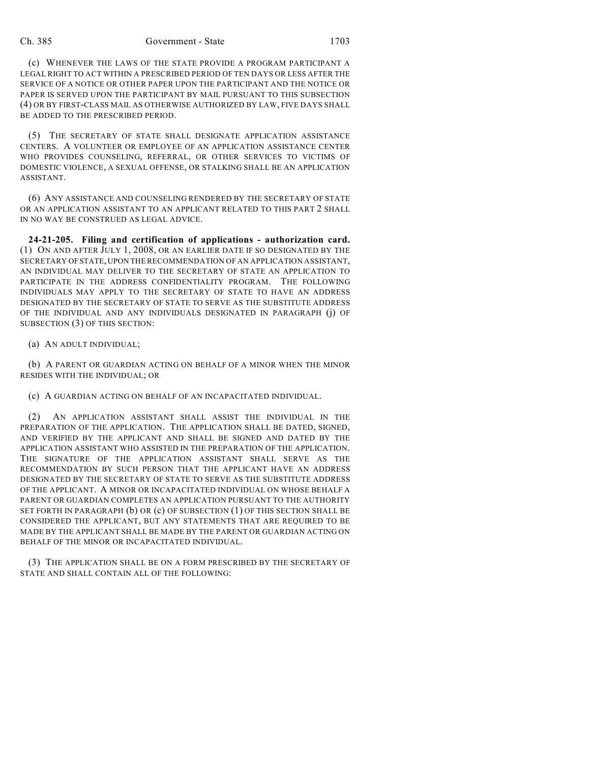(c) WHENEVER THE LAWS OF THE STATE PROVIDE A PROGRAM PARTICIPANT A LEGAL RIGHT TO ACT WITHIN A PRESCRIBED PERIOD OF TEN DAYS OR LESS AFTER THE SERVICE OF A NOTICE OR OTHER PAPER UPON THE PARTICIPANT AND THE NOTICE OR PAPER IS SERVED UPON THE PARTICIPANT BY MAIL PURSUANT TO THIS SUBSECTION (4) OR BY FIRST-CLASS MAIL AS OTHERWISE AUTHORIZED BY LAW, FIVE DAYS SHALL BE ADDED TO THE PRESCRIBED PERIOD.

(5) THE SECRETARY OF STATE SHALL DESIGNATE APPLICATION ASSISTANCE CENTERS. A VOLUNTEER OR EMPLOYEE OF AN APPLICATION ASSISTANCE CENTER WHO PROVIDES COUNSELING, REFERRAL, OR OTHER SERVICES TO VICTIMS OF DOMESTIC VIOLENCE, A SEXUAL OFFENSE, OR STALKING SHALL BE AN APPLICATION ASSISTANT.

(6) ANY ASSISTANCE AND COUNSELING RENDERED BY THE SECRETARY OF STATE OR AN APPLICATION ASSISTANT TO AN APPLICANT RELATED TO THIS PART 2 SHALL IN NO WAY BE CONSTRUED AS LEGAL ADVICE.

**24-21-205. Filing and certification of applications - authorization card.** (1) ON AND AFTER JULY 1, 2008, OR AN EARLIER DATE IF SO DESIGNATED BY THE SECRETARY OF STATE, UPON THE RECOMMENDATION OF AN APPLICATION ASSISTANT, AN INDIVIDUAL MAY DELIVER TO THE SECRETARY OF STATE AN APPLICATION TO PARTICIPATE IN THE ADDRESS CONFIDENTIALITY PROGRAM. THE FOLLOWING INDIVIDUALS MAY APPLY TO THE SECRETARY OF STATE TO HAVE AN ADDRESS DESIGNATED BY THE SECRETARY OF STATE TO SERVE AS THE SUBSTITUTE ADDRESS OF THE INDIVIDUAL AND ANY INDIVIDUALS DESIGNATED IN PARAGRAPH (j) OF SUBSECTION (3) OF THIS SECTION:

(a) AN ADULT INDIVIDUAL;

(b) A PARENT OR GUARDIAN ACTING ON BEHALF OF A MINOR WHEN THE MINOR RESIDES WITH THE INDIVIDUAL; OR

(c) A GUARDIAN ACTING ON BEHALF OF AN INCAPACITATED INDIVIDUAL.

(2) AN APPLICATION ASSISTANT SHALL ASSIST THE INDIVIDUAL IN THE PREPARATION OF THE APPLICATION. THE APPLICATION SHALL BE DATED, SIGNED, AND VERIFIED BY THE APPLICANT AND SHALL BE SIGNED AND DATED BY THE APPLICATION ASSISTANT WHO ASSISTED IN THE PREPARATION OF THE APPLICATION. THE SIGNATURE OF THE APPLICATION ASSISTANT SHALL SERVE AS THE RECOMMENDATION BY SUCH PERSON THAT THE APPLICANT HAVE AN ADDRESS DESIGNATED BY THE SECRETARY OF STATE TO SERVE AS THE SUBSTITUTE ADDRESS OF THE APPLICANT. A MINOR OR INCAPACITATED INDIVIDUAL ON WHOSE BEHALF A PARENT OR GUARDIAN COMPLETES AN APPLICATION PURSUANT TO THE AUTHORITY SET FORTH IN PARAGRAPH (b) OR (c) OF SUBSECTION (1) OF THIS SECTION SHALL BE CONSIDERED THE APPLICANT, BUT ANY STATEMENTS THAT ARE REQUIRED TO BE MADE BY THE APPLICANT SHALL BE MADE BY THE PARENT OR GUARDIAN ACTING ON BEHALF OF THE MINOR OR INCAPACITATED INDIVIDUAL.

(3) THE APPLICATION SHALL BE ON A FORM PRESCRIBED BY THE SECRETARY OF STATE AND SHALL CONTAIN ALL OF THE FOLLOWING: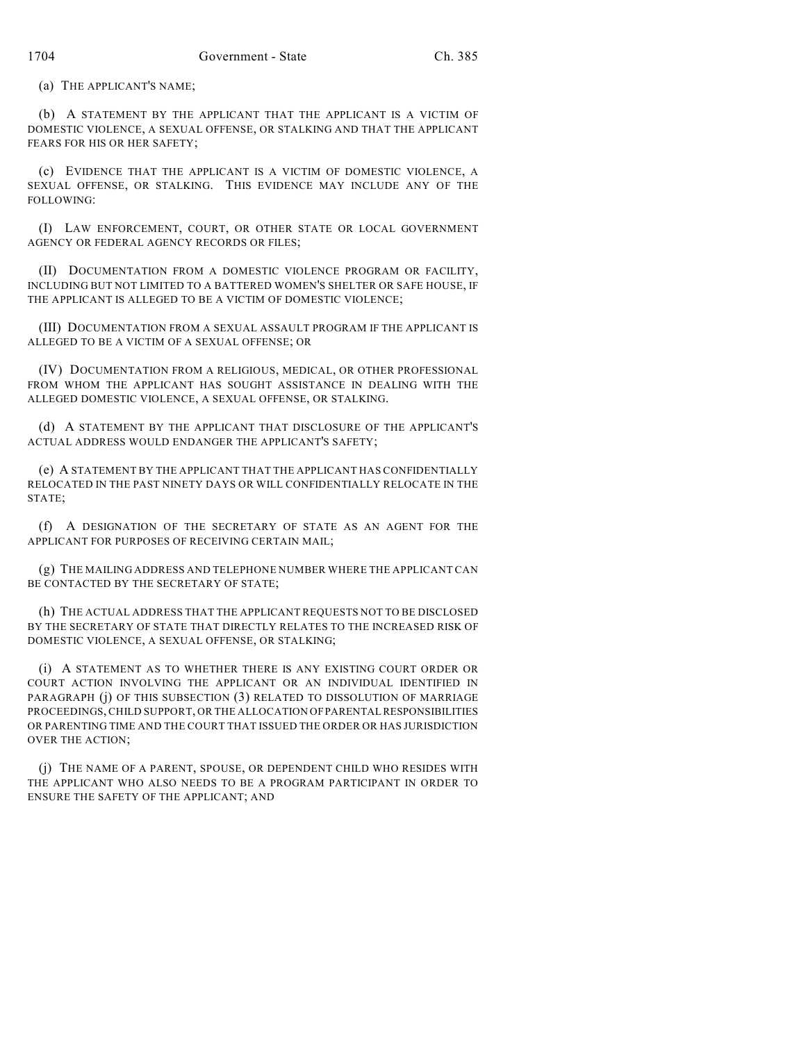(a) THE APPLICANT'S NAME;

(b) A STATEMENT BY THE APPLICANT THAT THE APPLICANT IS A VICTIM OF DOMESTIC VIOLENCE, A SEXUAL OFFENSE, OR STALKING AND THAT THE APPLICANT FEARS FOR HIS OR HER SAFETY;

(c) EVIDENCE THAT THE APPLICANT IS A VICTIM OF DOMESTIC VIOLENCE, A SEXUAL OFFENSE, OR STALKING. THIS EVIDENCE MAY INCLUDE ANY OF THE FOLLOWING:

(I) LAW ENFORCEMENT, COURT, OR OTHER STATE OR LOCAL GOVERNMENT AGENCY OR FEDERAL AGENCY RECORDS OR FILES;

(II) DOCUMENTATION FROM A DOMESTIC VIOLENCE PROGRAM OR FACILITY, INCLUDING BUT NOT LIMITED TO A BATTERED WOMEN'S SHELTER OR SAFE HOUSE, IF THE APPLICANT IS ALLEGED TO BE A VICTIM OF DOMESTIC VIOLENCE;

(III) DOCUMENTATION FROM A SEXUAL ASSAULT PROGRAM IF THE APPLICANT IS ALLEGED TO BE A VICTIM OF A SEXUAL OFFENSE; OR

(IV) DOCUMENTATION FROM A RELIGIOUS, MEDICAL, OR OTHER PROFESSIONAL FROM WHOM THE APPLICANT HAS SOUGHT ASSISTANCE IN DEALING WITH THE ALLEGED DOMESTIC VIOLENCE, A SEXUAL OFFENSE, OR STALKING.

(d) A STATEMENT BY THE APPLICANT THAT DISCLOSURE OF THE APPLICANT'S ACTUAL ADDRESS WOULD ENDANGER THE APPLICANT'S SAFETY;

(e) A STATEMENT BY THE APPLICANT THAT THE APPLICANT HAS CONFIDENTIALLY RELOCATED IN THE PAST NINETY DAYS OR WILL CONFIDENTIALLY RELOCATE IN THE STATE;

(f) A DESIGNATION OF THE SECRETARY OF STATE AS AN AGENT FOR THE APPLICANT FOR PURPOSES OF RECEIVING CERTAIN MAIL;

(g) THE MAILING ADDRESS AND TELEPHONE NUMBER WHERE THE APPLICANT CAN BE CONTACTED BY THE SECRETARY OF STATE;

(h) THE ACTUAL ADDRESS THAT THE APPLICANT REQUESTS NOT TO BE DISCLOSED BY THE SECRETARY OF STATE THAT DIRECTLY RELATES TO THE INCREASED RISK OF DOMESTIC VIOLENCE, A SEXUAL OFFENSE, OR STALKING;

(i) A STATEMENT AS TO WHETHER THERE IS ANY EXISTING COURT ORDER OR COURT ACTION INVOLVING THE APPLICANT OR AN INDIVIDUAL IDENTIFIED IN PARAGRAPH (j) OF THIS SUBSECTION (3) RELATED TO DISSOLUTION OF MARRIAGE PROCEEDINGS, CHILD SUPPORT, OR THE ALLOCATION OF PARENTAL RESPONSIBILITIES OR PARENTING TIME AND THE COURT THAT ISSUED THE ORDER OR HAS JURISDICTION OVER THE ACTION;

(j) THE NAME OF A PARENT, SPOUSE, OR DEPENDENT CHILD WHO RESIDES WITH THE APPLICANT WHO ALSO NEEDS TO BE A PROGRAM PARTICIPANT IN ORDER TO ENSURE THE SAFETY OF THE APPLICANT; AND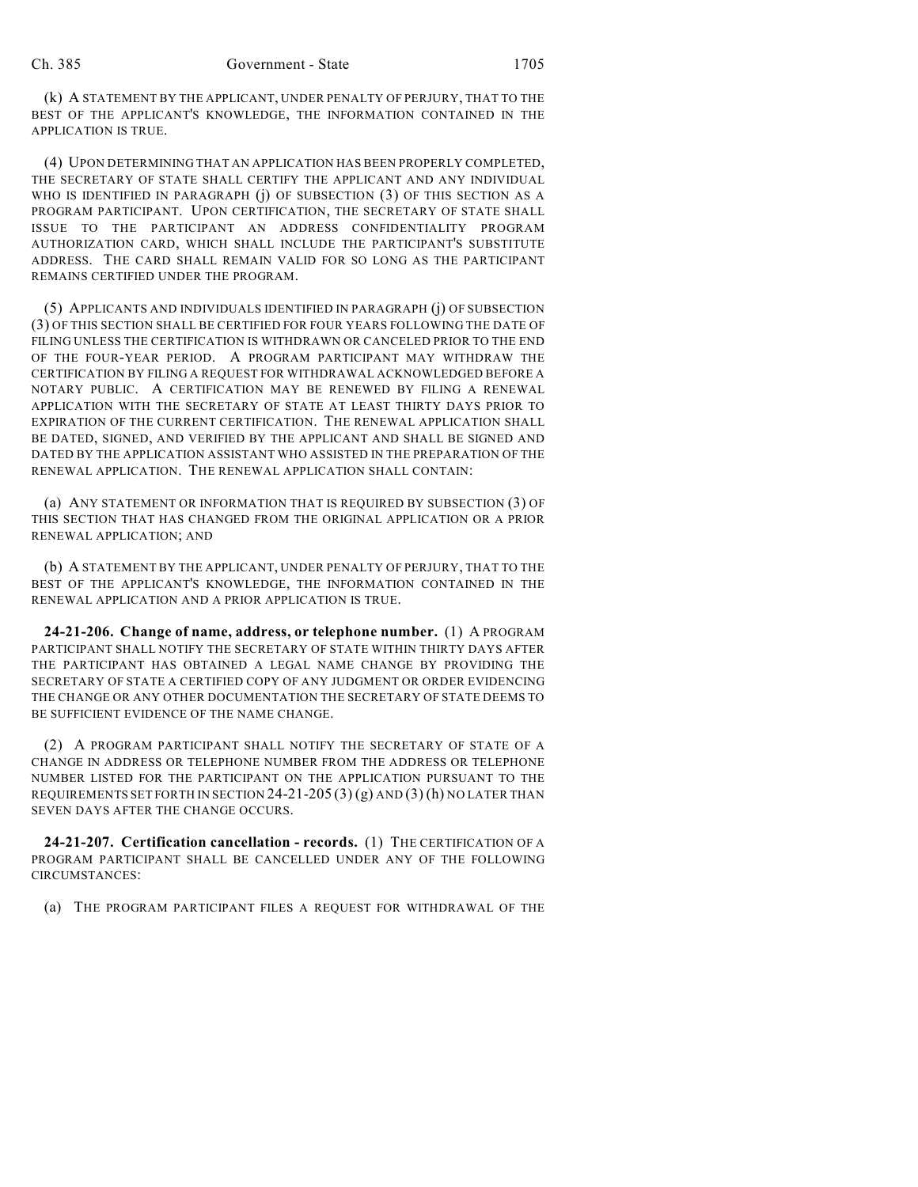(k) A STATEMENT BY THE APPLICANT, UNDER PENALTY OF PERJURY, THAT TO THE BEST OF THE APPLICANT'S KNOWLEDGE, THE INFORMATION CONTAINED IN THE APPLICATION IS TRUE.

(4) UPON DETERMINING THAT AN APPLICATION HAS BEEN PROPERLY COMPLETED, THE SECRETARY OF STATE SHALL CERTIFY THE APPLICANT AND ANY INDIVIDUAL WHO IS IDENTIFIED IN PARAGRAPH (j) OF SUBSECTION (3) OF THIS SECTION AS A PROGRAM PARTICIPANT. UPON CERTIFICATION, THE SECRETARY OF STATE SHALL ISSUE TO THE PARTICIPANT AN ADDRESS CONFIDENTIALITY PROGRAM AUTHORIZATION CARD, WHICH SHALL INCLUDE THE PARTICIPANT'S SUBSTITUTE ADDRESS. THE CARD SHALL REMAIN VALID FOR SO LONG AS THE PARTICIPANT REMAINS CERTIFIED UNDER THE PROGRAM.

(5) APPLICANTS AND INDIVIDUALS IDENTIFIED IN PARAGRAPH (j) OF SUBSECTION (3) OF THIS SECTION SHALL BE CERTIFIED FOR FOUR YEARS FOLLOWING THE DATE OF FILING UNLESS THE CERTIFICATION IS WITHDRAWN OR CANCELED PRIOR TO THE END OF THE FOUR-YEAR PERIOD. A PROGRAM PARTICIPANT MAY WITHDRAW THE CERTIFICATION BY FILING A REQUEST FOR WITHDRAWAL ACKNOWLEDGED BEFORE A NOTARY PUBLIC. A CERTIFICATION MAY BE RENEWED BY FILING A RENEWAL APPLICATION WITH THE SECRETARY OF STATE AT LEAST THIRTY DAYS PRIOR TO EXPIRATION OF THE CURRENT CERTIFICATION. THE RENEWAL APPLICATION SHALL BE DATED, SIGNED, AND VERIFIED BY THE APPLICANT AND SHALL BE SIGNED AND DATED BY THE APPLICATION ASSISTANT WHO ASSISTED IN THE PREPARATION OF THE RENEWAL APPLICATION. THE RENEWAL APPLICATION SHALL CONTAIN:

(a) ANY STATEMENT OR INFORMATION THAT IS REQUIRED BY SUBSECTION (3) OF THIS SECTION THAT HAS CHANGED FROM THE ORIGINAL APPLICATION OR A PRIOR RENEWAL APPLICATION; AND

(b) A STATEMENT BY THE APPLICANT, UNDER PENALTY OF PERJURY, THAT TO THE BEST OF THE APPLICANT'S KNOWLEDGE, THE INFORMATION CONTAINED IN THE RENEWAL APPLICATION AND A PRIOR APPLICATION IS TRUE.

**24-21-206. Change of name, address, or telephone number.** (1) A PROGRAM PARTICIPANT SHALL NOTIFY THE SECRETARY OF STATE WITHIN THIRTY DAYS AFTER THE PARTICIPANT HAS OBTAINED A LEGAL NAME CHANGE BY PROVIDING THE SECRETARY OF STATE A CERTIFIED COPY OF ANY JUDGMENT OR ORDER EVIDENCING THE CHANGE OR ANY OTHER DOCUMENTATION THE SECRETARY OF STATE DEEMS TO BE SUFFICIENT EVIDENCE OF THE NAME CHANGE.

(2) A PROGRAM PARTICIPANT SHALL NOTIFY THE SECRETARY OF STATE OF A CHANGE IN ADDRESS OR TELEPHONE NUMBER FROM THE ADDRESS OR TELEPHONE NUMBER LISTED FOR THE PARTICIPANT ON THE APPLICATION PURSUANT TO THE REQUIREMENTS SET FORTH IN SECTION 24-21-205 (3) (g) AND (3) (h) NO LATER THAN SEVEN DAYS AFTER THE CHANGE OCCURS.

**24-21-207. Certification cancellation - records.** (1) THE CERTIFICATION OF A PROGRAM PARTICIPANT SHALL BE CANCELLED UNDER ANY OF THE FOLLOWING CIRCUMSTANCES:

(a) THE PROGRAM PARTICIPANT FILES A REQUEST FOR WITHDRAWAL OF THE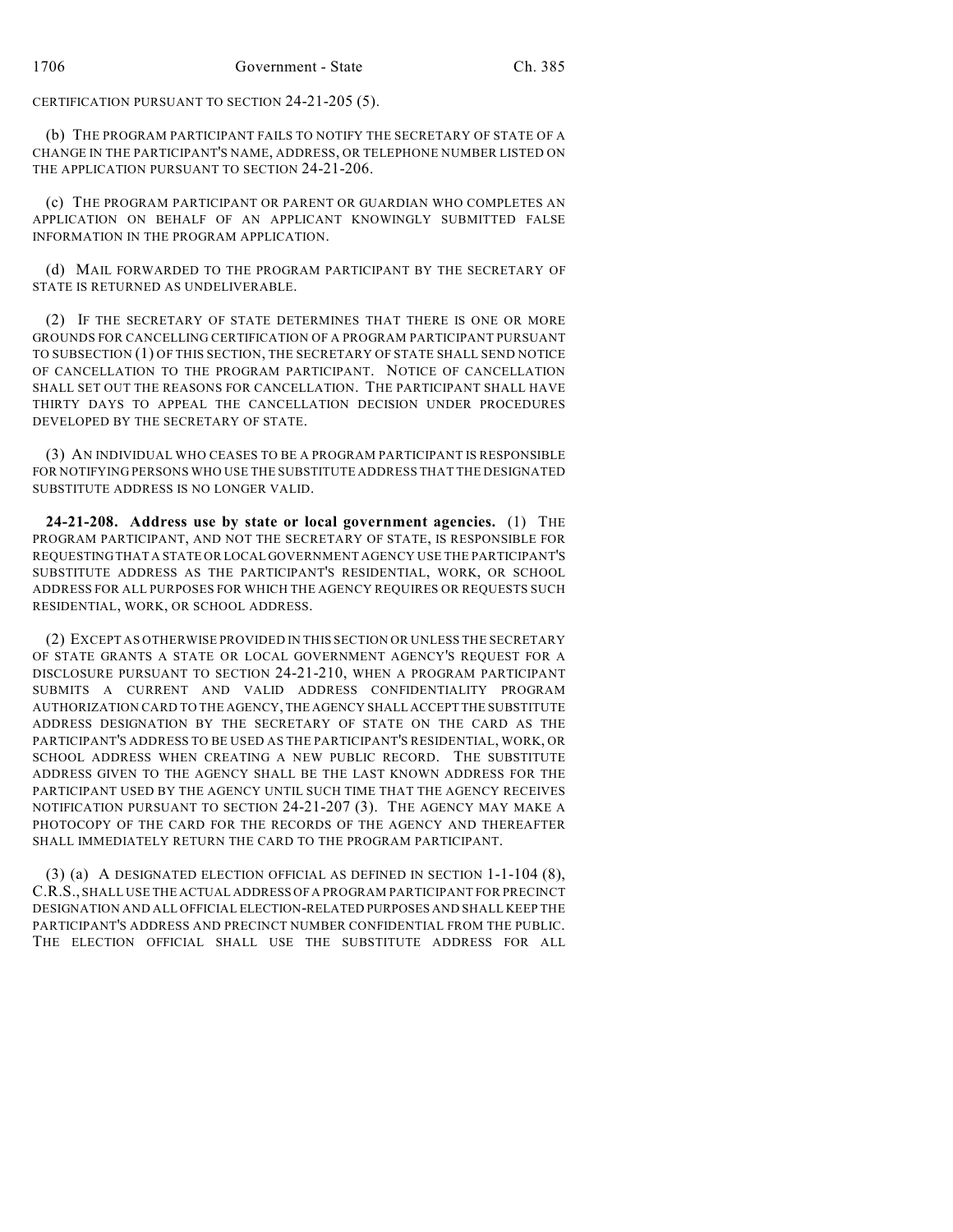CERTIFICATION PURSUANT TO SECTION 24-21-205 (5).

(b) THE PROGRAM PARTICIPANT FAILS TO NOTIFY THE SECRETARY OF STATE OF A CHANGE IN THE PARTICIPANT'S NAME, ADDRESS, OR TELEPHONE NUMBER LISTED ON THE APPLICATION PURSUANT TO SECTION 24-21-206.

(c) THE PROGRAM PARTICIPANT OR PARENT OR GUARDIAN WHO COMPLETES AN APPLICATION ON BEHALF OF AN APPLICANT KNOWINGLY SUBMITTED FALSE INFORMATION IN THE PROGRAM APPLICATION.

(d) MAIL FORWARDED TO THE PROGRAM PARTICIPANT BY THE SECRETARY OF STATE IS RETURNED AS UNDELIVERABLE.

(2) IF THE SECRETARY OF STATE DETERMINES THAT THERE IS ONE OR MORE GROUNDS FOR CANCELLING CERTIFICATION OF A PROGRAM PARTICIPANT PURSUANT TO SUBSECTION (1) OF THIS SECTION, THE SECRETARY OF STATE SHALL SEND NOTICE OF CANCELLATION TO THE PROGRAM PARTICIPANT. NOTICE OF CANCELLATION SHALL SET OUT THE REASONS FOR CANCELLATION. THE PARTICIPANT SHALL HAVE THIRTY DAYS TO APPEAL THE CANCELLATION DECISION UNDER PROCEDURES DEVELOPED BY THE SECRETARY OF STATE.

(3) AN INDIVIDUAL WHO CEASES TO BE A PROGRAM PARTICIPANT IS RESPONSIBLE FOR NOTIFYING PERSONS WHO USE THE SUBSTITUTE ADDRESS THAT THE DESIGNATED SUBSTITUTE ADDRESS IS NO LONGER VALID.

**24-21-208. Address use by state or local government agencies.** (1) THE PROGRAM PARTICIPANT, AND NOT THE SECRETARY OF STATE, IS RESPONSIBLE FOR REQUESTING THAT A STATE OR LOCAL GOVERNMENT AGENCY USE THE PARTICIPANT'S SUBSTITUTE ADDRESS AS THE PARTICIPANT'S RESIDENTIAL, WORK, OR SCHOOL ADDRESS FOR ALL PURPOSES FOR WHICH THE AGENCY REQUIRES OR REQUESTS SUCH RESIDENTIAL, WORK, OR SCHOOL ADDRESS.

(2) EXCEPT AS OTHERWISE PROVIDED IN THIS SECTION OR UNLESS THE SECRETARY OF STATE GRANTS A STATE OR LOCAL GOVERNMENT AGENCY'S REQUEST FOR A DISCLOSURE PURSUANT TO SECTION 24-21-210, WHEN A PROGRAM PARTICIPANT SUBMITS A CURRENT AND VALID ADDRESS CONFIDENTIALITY PROGRAM AUTHORIZATION CARD TO THE AGENCY, THE AGENCY SHALL ACCEPT THE SUBSTITUTE ADDRESS DESIGNATION BY THE SECRETARY OF STATE ON THE CARD AS THE PARTICIPANT'S ADDRESS TO BE USED AS THE PARTICIPANT'S RESIDENTIAL, WORK, OR SCHOOL ADDRESS WHEN CREATING A NEW PUBLIC RECORD. THE SUBSTITUTE ADDRESS GIVEN TO THE AGENCY SHALL BE THE LAST KNOWN ADDRESS FOR THE PARTICIPANT USED BY THE AGENCY UNTIL SUCH TIME THAT THE AGENCY RECEIVES NOTIFICATION PURSUANT TO SECTION 24-21-207 (3). THE AGENCY MAY MAKE A PHOTOCOPY OF THE CARD FOR THE RECORDS OF THE AGENCY AND THEREAFTER SHALL IMMEDIATELY RETURN THE CARD TO THE PROGRAM PARTICIPANT.

(3) (a) A DESIGNATED ELECTION OFFICIAL AS DEFINED IN SECTION 1-1-104 (8), C.R.S., SHALL USE THE ACTUAL ADDRESS OF A PROGRAM PARTICIPANT FOR PRECINCT DESIGNATION AND ALL OFFICIAL ELECTION-RELATED PURPOSES AND SHALL KEEP THE PARTICIPANT'S ADDRESS AND PRECINCT NUMBER CONFIDENTIAL FROM THE PUBLIC. THE ELECTION OFFICIAL SHALL USE THE SUBSTITUTE ADDRESS FOR ALL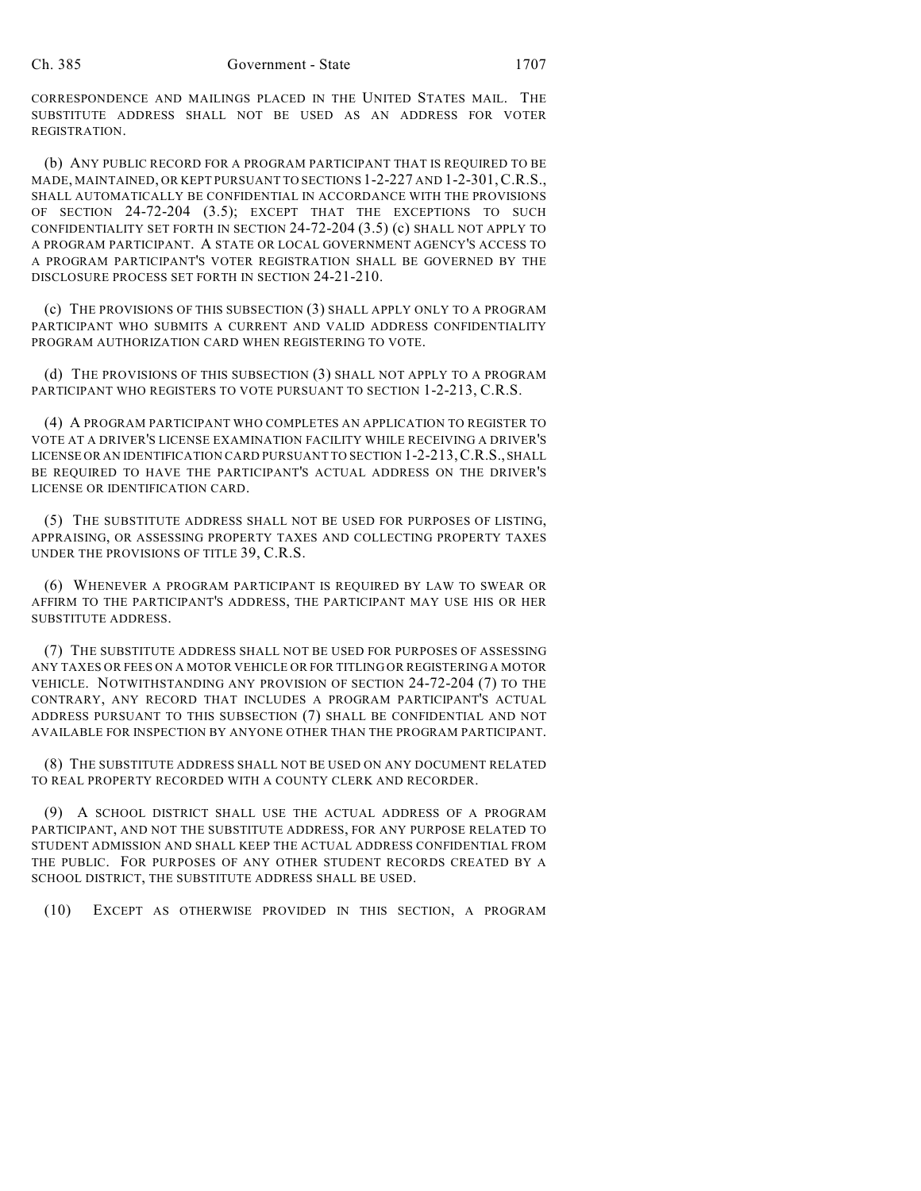CORRESPONDENCE AND MAILINGS PLACED IN THE UNITED STATES MAIL. THE SUBSTITUTE ADDRESS SHALL NOT BE USED AS AN ADDRESS FOR VOTER REGISTRATION.

(b) ANY PUBLIC RECORD FOR A PROGRAM PARTICIPANT THAT IS REQUIRED TO BE MADE, MAINTAINED, OR KEPT PURSUANT TO SECTIONS 1-2-227 AND 1-2-301, C.R.S., SHALL AUTOMATICALLY BE CONFIDENTIAL IN ACCORDANCE WITH THE PROVISIONS OF SECTION 24-72-204 (3.5); EXCEPT THAT THE EXCEPTIONS TO SUCH CONFIDENTIALITY SET FORTH IN SECTION 24-72-204 (3.5) (c) SHALL NOT APPLY TO A PROGRAM PARTICIPANT. A STATE OR LOCAL GOVERNMENT AGENCY'S ACCESS TO A PROGRAM PARTICIPANT'S VOTER REGISTRATION SHALL BE GOVERNED BY THE DISCLOSURE PROCESS SET FORTH IN SECTION 24-21-210.

(c) THE PROVISIONS OF THIS SUBSECTION (3) SHALL APPLY ONLY TO A PROGRAM PARTICIPANT WHO SUBMITS A CURRENT AND VALID ADDRESS CONFIDENTIALITY PROGRAM AUTHORIZATION CARD WHEN REGISTERING TO VOTE.

(d) THE PROVISIONS OF THIS SUBSECTION (3) SHALL NOT APPLY TO A PROGRAM PARTICIPANT WHO REGISTERS TO VOTE PURSUANT TO SECTION 1-2-213, C.R.S.

(4) A PROGRAM PARTICIPANT WHO COMPLETES AN APPLICATION TO REGISTER TO VOTE AT A DRIVER'S LICENSE EXAMINATION FACILITY WHILE RECEIVING A DRIVER'S LICENSE OR AN IDENTIFICATION CARD PURSUANT TO SECTION 1-2-213, C.R.S., SHALL BE REQUIRED TO HAVE THE PARTICIPANT'S ACTUAL ADDRESS ON THE DRIVER'S LICENSE OR IDENTIFICATION CARD.

(5) THE SUBSTITUTE ADDRESS SHALL NOT BE USED FOR PURPOSES OF LISTING, APPRAISING, OR ASSESSING PROPERTY TAXES AND COLLECTING PROPERTY TAXES UNDER THE PROVISIONS OF TITLE 39, C.R.S.

(6) WHENEVER A PROGRAM PARTICIPANT IS REQUIRED BY LAW TO SWEAR OR AFFIRM TO THE PARTICIPANT'S ADDRESS, THE PARTICIPANT MAY USE HIS OR HER SUBSTITUTE ADDRESS.

(7) THE SUBSTITUTE ADDRESS SHALL NOT BE USED FOR PURPOSES OF ASSESSING ANY TAXES OR FEES ON A MOTOR VEHICLE OR FOR TITLING OR REGISTERING A MOTOR VEHICLE. NOTWITHSTANDING ANY PROVISION OF SECTION 24-72-204 (7) TO THE CONTRARY, ANY RECORD THAT INCLUDES A PROGRAM PARTICIPANT'S ACTUAL ADDRESS PURSUANT TO THIS SUBSECTION (7) SHALL BE CONFIDENTIAL AND NOT AVAILABLE FOR INSPECTION BY ANYONE OTHER THAN THE PROGRAM PARTICIPANT.

(8) THE SUBSTITUTE ADDRESS SHALL NOT BE USED ON ANY DOCUMENT RELATED TO REAL PROPERTY RECORDED WITH A COUNTY CLERK AND RECORDER.

(9) A SCHOOL DISTRICT SHALL USE THE ACTUAL ADDRESS OF A PROGRAM PARTICIPANT, AND NOT THE SUBSTITUTE ADDRESS, FOR ANY PURPOSE RELATED TO STUDENT ADMISSION AND SHALL KEEP THE ACTUAL ADDRESS CONFIDENTIAL FROM THE PUBLIC. FOR PURPOSES OF ANY OTHER STUDENT RECORDS CREATED BY A SCHOOL DISTRICT, THE SUBSTITUTE ADDRESS SHALL BE USED.

(10) EXCEPT AS OTHERWISE PROVIDED IN THIS SECTION, A PROGRAM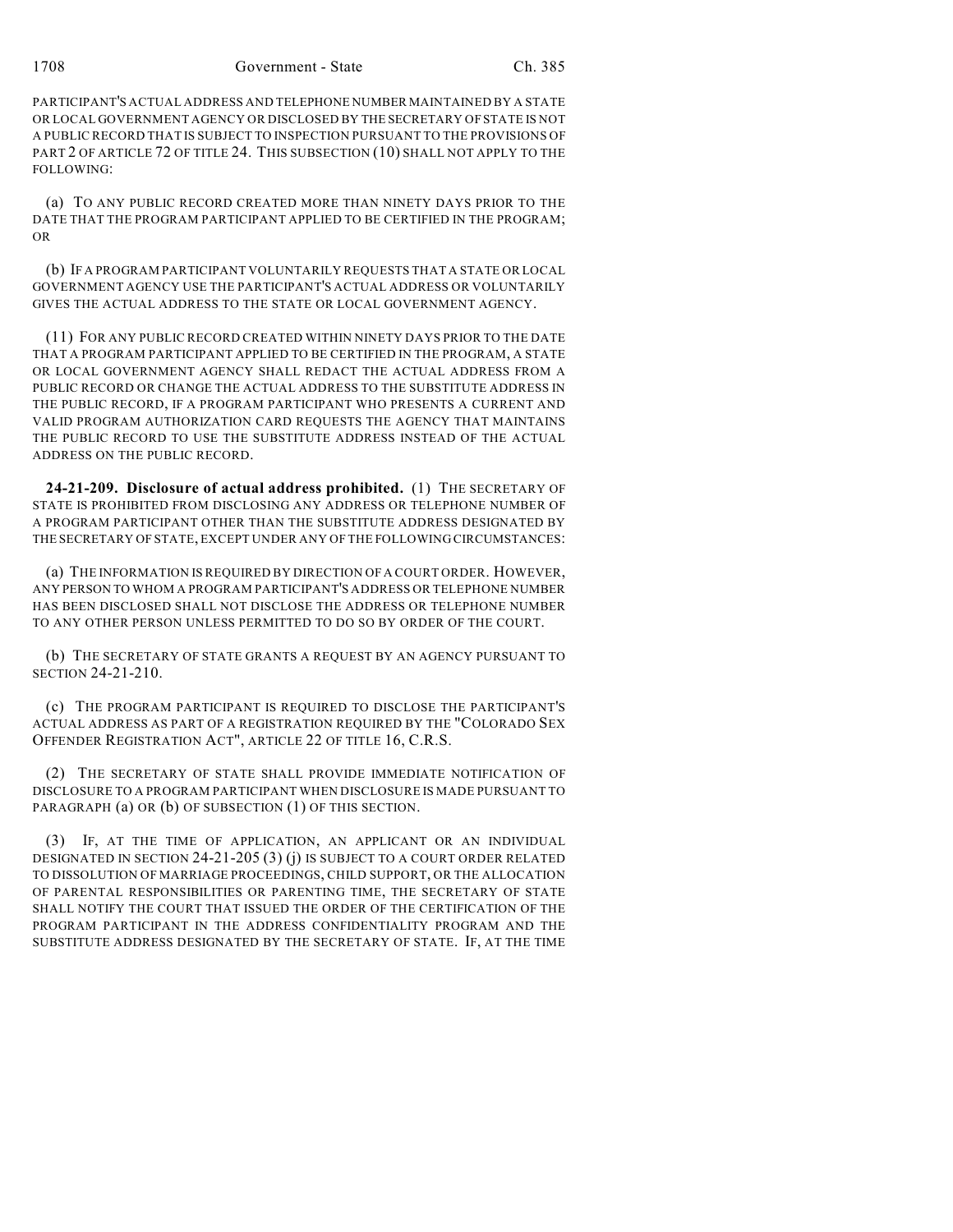PARTICIPANT'S ACTUAL ADDRESS AND TELEPHONE NUMBER MAINTAINED BY A STATE OR LOCAL GOVERNMENT AGENCY OR DISCLOSED BY THE SECRETARY OF STATE IS NOT A PUBLIC RECORD THAT IS SUBJECT TO INSPECTION PURSUANT TO THE PROVISIONS OF PART 2 OF ARTICLE 72 OF TITLE 24. THIS SUBSECTION (10) SHALL NOT APPLY TO THE FOLLOWING:

(a) TO ANY PUBLIC RECORD CREATED MORE THAN NINETY DAYS PRIOR TO THE DATE THAT THE PROGRAM PARTICIPANT APPLIED TO BE CERTIFIED IN THE PROGRAM; OR

(b) IF A PROGRAM PARTICIPANT VOLUNTARILY REQUESTS THAT A STATE OR LOCAL GOVERNMENT AGENCY USE THE PARTICIPANT'S ACTUAL ADDRESS OR VOLUNTARILY GIVES THE ACTUAL ADDRESS TO THE STATE OR LOCAL GOVERNMENT AGENCY.

(11) FOR ANY PUBLIC RECORD CREATED WITHIN NINETY DAYS PRIOR TO THE DATE THAT A PROGRAM PARTICIPANT APPLIED TO BE CERTIFIED IN THE PROGRAM, A STATE OR LOCAL GOVERNMENT AGENCY SHALL REDACT THE ACTUAL ADDRESS FROM A PUBLIC RECORD OR CHANGE THE ACTUAL ADDRESS TO THE SUBSTITUTE ADDRESS IN THE PUBLIC RECORD, IF A PROGRAM PARTICIPANT WHO PRESENTS A CURRENT AND VALID PROGRAM AUTHORIZATION CARD REQUESTS THE AGENCY THAT MAINTAINS THE PUBLIC RECORD TO USE THE SUBSTITUTE ADDRESS INSTEAD OF THE ACTUAL ADDRESS ON THE PUBLIC RECORD.

**24-21-209. Disclosure of actual address prohibited.** (1) THE SECRETARY OF STATE IS PROHIBITED FROM DISCLOSING ANY ADDRESS OR TELEPHONE NUMBER OF A PROGRAM PARTICIPANT OTHER THAN THE SUBSTITUTE ADDRESS DESIGNATED BY THE SECRETARY OF STATE, EXCEPT UNDER ANY OF THE FOLLOWING CIRCUMSTANCES:

(a) THE INFORMATION IS REQUIRED BY DIRECTION OF A COURT ORDER. HOWEVER, ANY PERSON TO WHOM A PROGRAM PARTICIPANT'S ADDRESS OR TELEPHONE NUMBER HAS BEEN DISCLOSED SHALL NOT DISCLOSE THE ADDRESS OR TELEPHONE NUMBER TO ANY OTHER PERSON UNLESS PERMITTED TO DO SO BY ORDER OF THE COURT.

(b) THE SECRETARY OF STATE GRANTS A REQUEST BY AN AGENCY PURSUANT TO SECTION 24-21-210.

(c) THE PROGRAM PARTICIPANT IS REQUIRED TO DISCLOSE THE PARTICIPANT'S ACTUAL ADDRESS AS PART OF A REGISTRATION REQUIRED BY THE "COLORADO SEX OFFENDER REGISTRATION ACT", ARTICLE 22 OF TITLE 16, C.R.S.

(2) THE SECRETARY OF STATE SHALL PROVIDE IMMEDIATE NOTIFICATION OF DISCLOSURE TO A PROGRAM PARTICIPANT WHEN DISCLOSURE IS MADE PURSUANT TO PARAGRAPH (a) OR (b) OF SUBSECTION (1) OF THIS SECTION.

(3) IF, AT THE TIME OF APPLICATION, AN APPLICANT OR AN INDIVIDUAL DESIGNATED IN SECTION 24-21-205 (3) (j) IS SUBJECT TO A COURT ORDER RELATED TO DISSOLUTION OF MARRIAGE PROCEEDINGS, CHILD SUPPORT, OR THE ALLOCATION OF PARENTAL RESPONSIBILITIES OR PARENTING TIME, THE SECRETARY OF STATE SHALL NOTIFY THE COURT THAT ISSUED THE ORDER OF THE CERTIFICATION OF THE PROGRAM PARTICIPANT IN THE ADDRESS CONFIDENTIALITY PROGRAM AND THE SUBSTITUTE ADDRESS DESIGNATED BY THE SECRETARY OF STATE. IF, AT THE TIME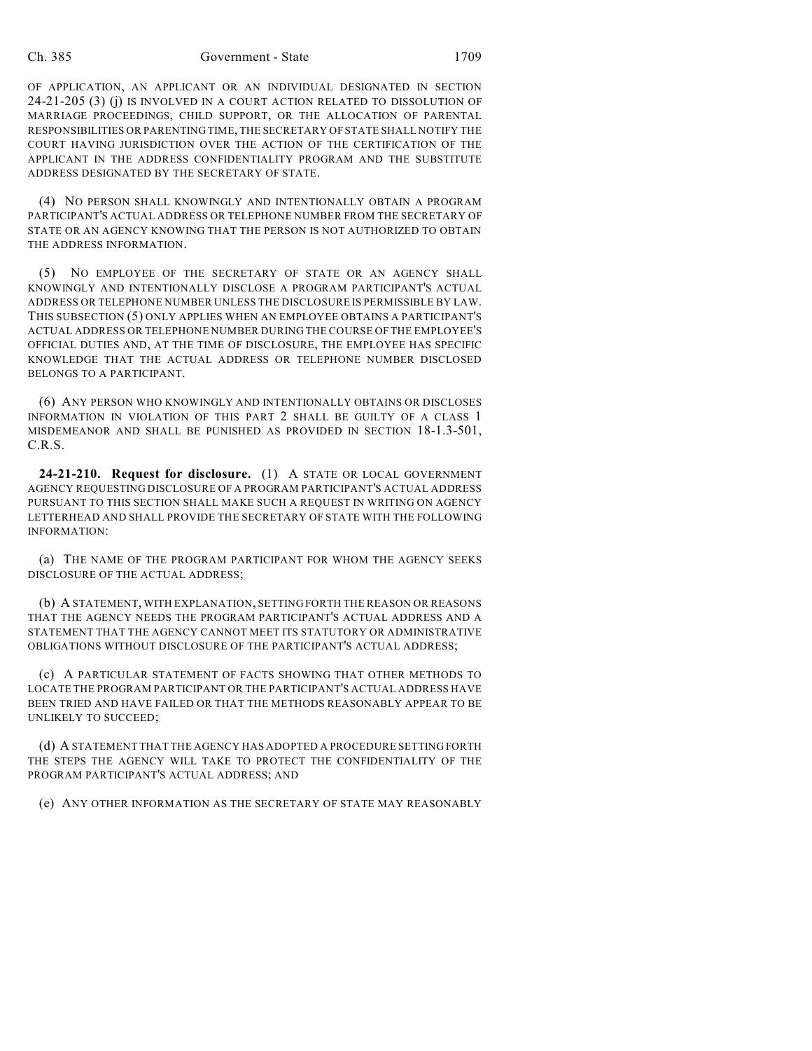OF APPLICATION, AN APPLICANT OR AN INDIVIDUAL DESIGNATED IN SECTION 24-21-205 (3) (j) IS INVOLVED IN A COURT ACTION RELATED TO DISSOLUTION OF MARRIAGE PROCEEDINGS, CHILD SUPPORT, OR THE ALLOCATION OF PARENTAL RESPONSIBILITIES OR PARENTING TIME, THE SECRETARY OF STATE SHALL NOTIFY THE COURT HAVING JURISDICTION OVER THE ACTION OF THE CERTIFICATION OF THE APPLICANT IN THE ADDRESS CONFIDENTIALITY PROGRAM AND THE SUBSTITUTE ADDRESS DESIGNATED BY THE SECRETARY OF STATE.

(4) NO PERSON SHALL KNOWINGLY AND INTENTIONALLY OBTAIN A PROGRAM PARTICIPANT'S ACTUAL ADDRESS OR TELEPHONE NUMBER FROM THE SECRETARY OF STATE OR AN AGENCY KNOWING THAT THE PERSON IS NOT AUTHORIZED TO OBTAIN THE ADDRESS INFORMATION.

(5) NO EMPLOYEE OF THE SECRETARY OF STATE OR AN AGENCY SHALL KNOWINGLY AND INTENTIONALLY DISCLOSE A PROGRAM PARTICIPANT'S ACTUAL ADDRESS OR TELEPHONE NUMBER UNLESS THE DISCLOSURE IS PERMISSIBLE BY LAW. THIS SUBSECTION (5) ONLY APPLIES WHEN AN EMPLOYEE OBTAINS A PARTICIPANT'S ACTUAL ADDRESS OR TELEPHONE NUMBER DURING THE COURSE OF THE EMPLOYEE'S OFFICIAL DUTIES AND, AT THE TIME OF DISCLOSURE, THE EMPLOYEE HAS SPECIFIC KNOWLEDGE THAT THE ACTUAL ADDRESS OR TELEPHONE NUMBER DISCLOSED BELONGS TO A PARTICIPANT.

(6) ANY PERSON WHO KNOWINGLY AND INTENTIONALLY OBTAINS OR DISCLOSES INFORMATION IN VIOLATION OF THIS PART 2 SHALL BE GUILTY OF A CLASS 1 MISDEMEANOR AND SHALL BE PUNISHED AS PROVIDED IN SECTION 18-1.3-501, C.R.S.

**24-21-210. Request for disclosure.** (1) A STATE OR LOCAL GOVERNMENT AGENCY REQUESTING DISCLOSURE OF A PROGRAM PARTICIPANT'S ACTUAL ADDRESS PURSUANT TO THIS SECTION SHALL MAKE SUCH A REQUEST IN WRITING ON AGENCY LETTERHEAD AND SHALL PROVIDE THE SECRETARY OF STATE WITH THE FOLLOWING INFORMATION:

(a) THE NAME OF THE PROGRAM PARTICIPANT FOR WHOM THE AGENCY SEEKS DISCLOSURE OF THE ACTUAL ADDRESS;

(b) A STATEMENT, WITH EXPLANATION, SETTING FORTH THE REASON OR REASONS THAT THE AGENCY NEEDS THE PROGRAM PARTICIPANT'S ACTUAL ADDRESS AND A STATEMENT THAT THE AGENCY CANNOT MEET ITS STATUTORY OR ADMINISTRATIVE OBLIGATIONS WITHOUT DISCLOSURE OF THE PARTICIPANT'S ACTUAL ADDRESS;

(c) A PARTICULAR STATEMENT OF FACTS SHOWING THAT OTHER METHODS TO LOCATE THE PROGRAM PARTICIPANT OR THE PARTICIPANT'S ACTUAL ADDRESS HAVE BEEN TRIED AND HAVE FAILED OR THAT THE METHODS REASONABLY APPEAR TO BE UNLIKELY TO SUCCEED;

(d) A STATEMENT THAT THE AGENCY HAS ADOPTED A PROCEDURE SETTING FORTH THE STEPS THE AGENCY WILL TAKE TO PROTECT THE CONFIDENTIALITY OF THE PROGRAM PARTICIPANT'S ACTUAL ADDRESS; AND

(e) ANY OTHER INFORMATION AS THE SECRETARY OF STATE MAY REASONABLY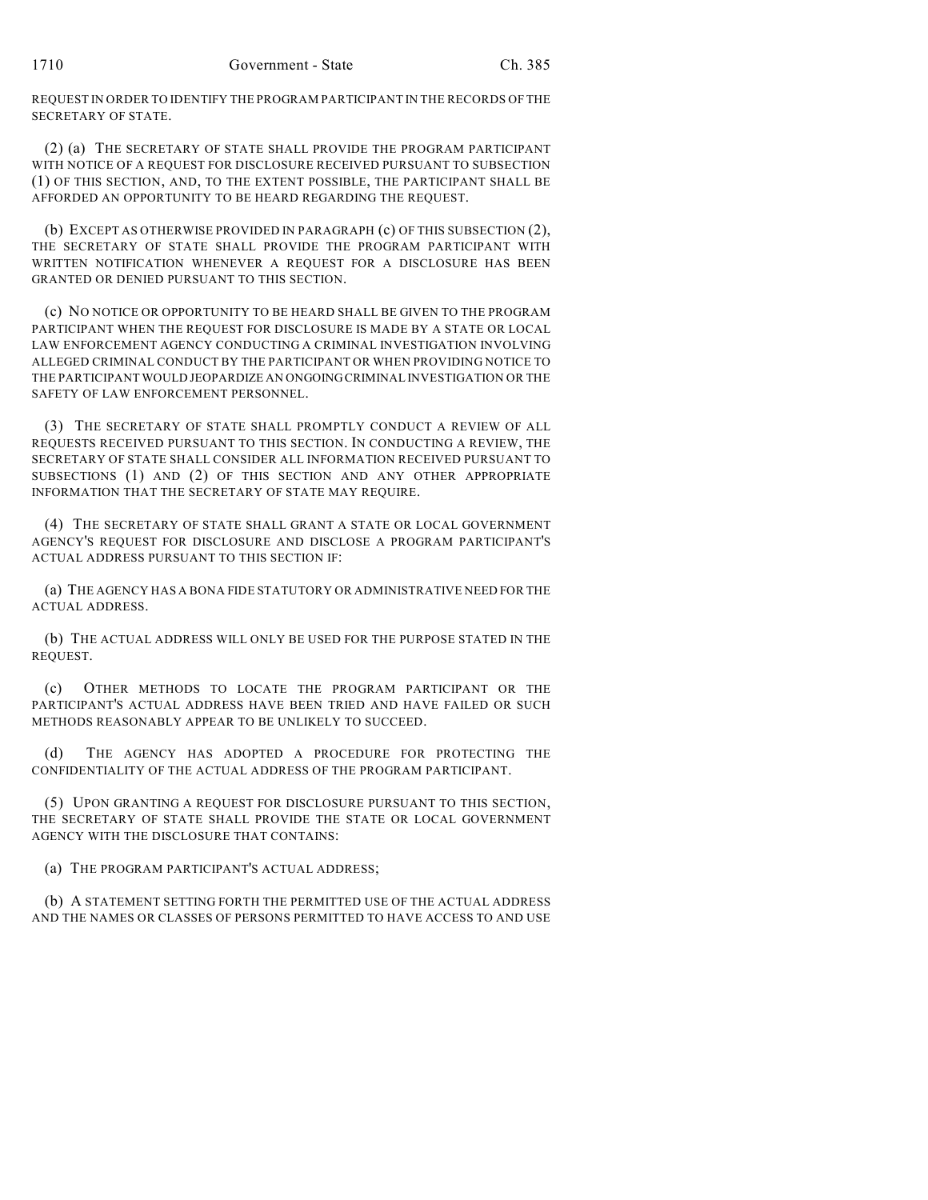REQUEST IN ORDER TO IDENTIFY THE PROGRAM PARTICIPANT IN THE RECORDS OF THE SECRETARY OF STATE.

(2) (a) THE SECRETARY OF STATE SHALL PROVIDE THE PROGRAM PARTICIPANT WITH NOTICE OF A REQUEST FOR DISCLOSURE RECEIVED PURSUANT TO SUBSECTION (1) OF THIS SECTION, AND, TO THE EXTENT POSSIBLE, THE PARTICIPANT SHALL BE AFFORDED AN OPPORTUNITY TO BE HEARD REGARDING THE REQUEST.

(b) EXCEPT AS OTHERWISE PROVIDED IN PARAGRAPH (c) OF THIS SUBSECTION (2), THE SECRETARY OF STATE SHALL PROVIDE THE PROGRAM PARTICIPANT WITH WRITTEN NOTIFICATION WHENEVER A REQUEST FOR A DISCLOSURE HAS BEEN GRANTED OR DENIED PURSUANT TO THIS SECTION.

(c) NO NOTICE OR OPPORTUNITY TO BE HEARD SHALL BE GIVEN TO THE PROGRAM PARTICIPANT WHEN THE REQUEST FOR DISCLOSURE IS MADE BY A STATE OR LOCAL LAW ENFORCEMENT AGENCY CONDUCTING A CRIMINAL INVESTIGATION INVOLVING ALLEGED CRIMINAL CONDUCT BY THE PARTICIPANT OR WHEN PROVIDING NOTICE TO THE PARTICIPANT WOULD JEOPARDIZE AN ONGOING CRIMINAL INVESTIGATION OR THE SAFETY OF LAW ENFORCEMENT PERSONNEL.

(3) THE SECRETARY OF STATE SHALL PROMPTLY CONDUCT A REVIEW OF ALL REQUESTS RECEIVED PURSUANT TO THIS SECTION. IN CONDUCTING A REVIEW, THE SECRETARY OF STATE SHALL CONSIDER ALL INFORMATION RECEIVED PURSUANT TO SUBSECTIONS (1) AND (2) OF THIS SECTION AND ANY OTHER APPROPRIATE INFORMATION THAT THE SECRETARY OF STATE MAY REQUIRE.

(4) THE SECRETARY OF STATE SHALL GRANT A STATE OR LOCAL GOVERNMENT AGENCY'S REQUEST FOR DISCLOSURE AND DISCLOSE A PROGRAM PARTICIPANT'S ACTUAL ADDRESS PURSUANT TO THIS SECTION IF:

(a) THE AGENCY HAS A BONA FIDE STATUTORY OR ADMINISTRATIVE NEED FOR THE ACTUAL ADDRESS.

(b) THE ACTUAL ADDRESS WILL ONLY BE USED FOR THE PURPOSE STATED IN THE REQUEST.

(c) OTHER METHODS TO LOCATE THE PROGRAM PARTICIPANT OR THE PARTICIPANT'S ACTUAL ADDRESS HAVE BEEN TRIED AND HAVE FAILED OR SUCH METHODS REASONABLY APPEAR TO BE UNLIKELY TO SUCCEED.

(d) THE AGENCY HAS ADOPTED A PROCEDURE FOR PROTECTING THE CONFIDENTIALITY OF THE ACTUAL ADDRESS OF THE PROGRAM PARTICIPANT.

(5) UPON GRANTING A REQUEST FOR DISCLOSURE PURSUANT TO THIS SECTION, THE SECRETARY OF STATE SHALL PROVIDE THE STATE OR LOCAL GOVERNMENT AGENCY WITH THE DISCLOSURE THAT CONTAINS:

(a) THE PROGRAM PARTICIPANT'S ACTUAL ADDRESS;

(b) A STATEMENT SETTING FORTH THE PERMITTED USE OF THE ACTUAL ADDRESS AND THE NAMES OR CLASSES OF PERSONS PERMITTED TO HAVE ACCESS TO AND USE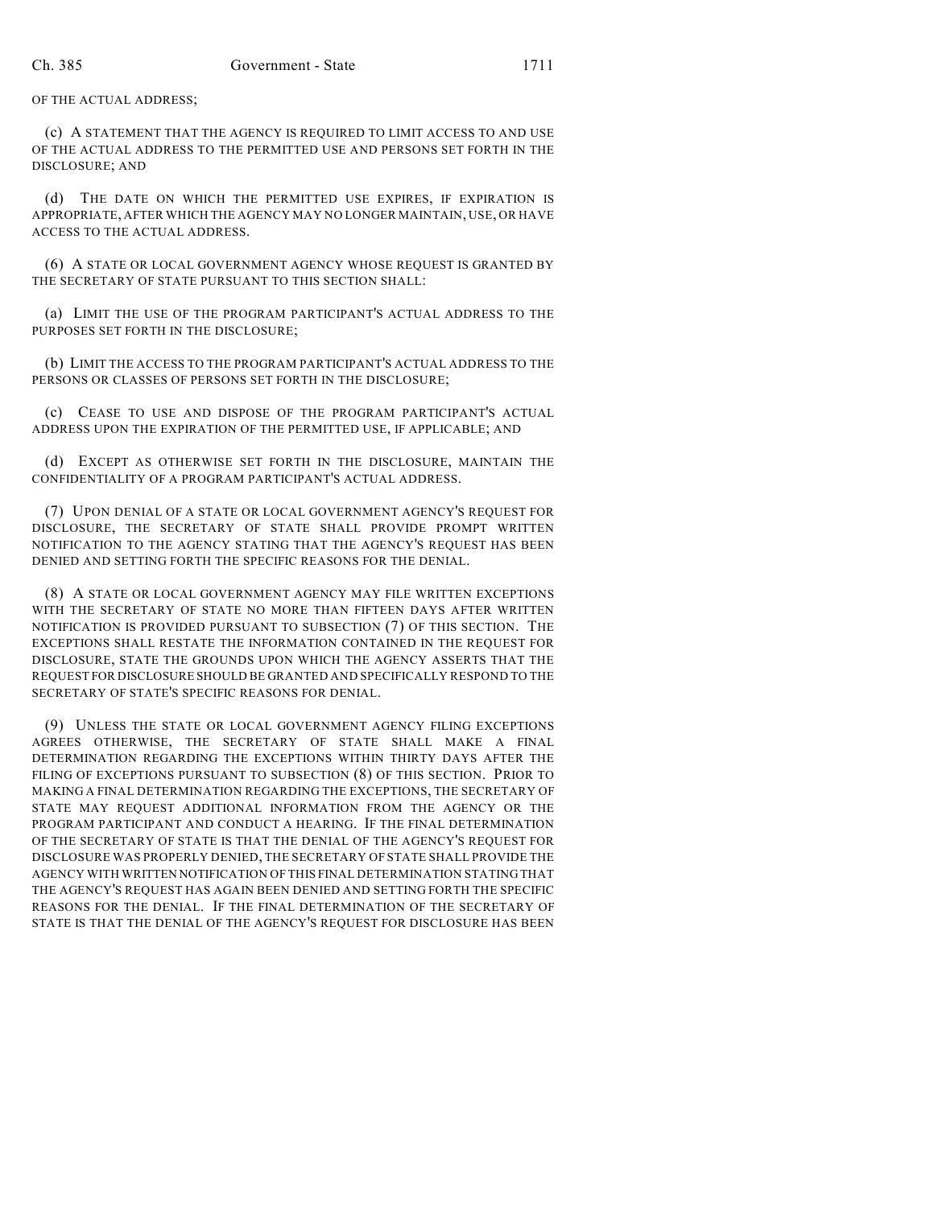OF THE ACTUAL ADDRESS;

(c) A STATEMENT THAT THE AGENCY IS REQUIRED TO LIMIT ACCESS TO AND USE OF THE ACTUAL ADDRESS TO THE PERMITTED USE AND PERSONS SET FORTH IN THE DISCLOSURE; AND

(d) THE DATE ON WHICH THE PERMITTED USE EXPIRES, IF EXPIRATION IS APPROPRIATE, AFTER WHICH THE AGENCY MAY NO LONGER MAINTAIN, USE, OR HAVE ACCESS TO THE ACTUAL ADDRESS.

(6) A STATE OR LOCAL GOVERNMENT AGENCY WHOSE REQUEST IS GRANTED BY THE SECRETARY OF STATE PURSUANT TO THIS SECTION SHALL:

(a) LIMIT THE USE OF THE PROGRAM PARTICIPANT'S ACTUAL ADDRESS TO THE PURPOSES SET FORTH IN THE DISCLOSURE;

(b) LIMIT THE ACCESS TO THE PROGRAM PARTICIPANT'S ACTUAL ADDRESS TO THE PERSONS OR CLASSES OF PERSONS SET FORTH IN THE DISCLOSURE;

(c) CEASE TO USE AND DISPOSE OF THE PROGRAM PARTICIPANT'S ACTUAL ADDRESS UPON THE EXPIRATION OF THE PERMITTED USE, IF APPLICABLE; AND

(d) EXCEPT AS OTHERWISE SET FORTH IN THE DISCLOSURE, MAINTAIN THE CONFIDENTIALITY OF A PROGRAM PARTICIPANT'S ACTUAL ADDRESS.

(7) UPON DENIAL OF A STATE OR LOCAL GOVERNMENT AGENCY'S REQUEST FOR DISCLOSURE, THE SECRETARY OF STATE SHALL PROVIDE PROMPT WRITTEN NOTIFICATION TO THE AGENCY STATING THAT THE AGENCY'S REQUEST HAS BEEN DENIED AND SETTING FORTH THE SPECIFIC REASONS FOR THE DENIAL.

(8) A STATE OR LOCAL GOVERNMENT AGENCY MAY FILE WRITTEN EXCEPTIONS WITH THE SECRETARY OF STATE NO MORE THAN FIFTEEN DAYS AFTER WRITTEN NOTIFICATION IS PROVIDED PURSUANT TO SUBSECTION (7) OF THIS SECTION. THE EXCEPTIONS SHALL RESTATE THE INFORMATION CONTAINED IN THE REQUEST FOR DISCLOSURE, STATE THE GROUNDS UPON WHICH THE AGENCY ASSERTS THAT THE REQUEST FOR DISCLOSURE SHOULD BE GRANTED AND SPECIFICALLY RESPOND TO THE SECRETARY OF STATE'S SPECIFIC REASONS FOR DENIAL.

(9) UNLESS THE STATE OR LOCAL GOVERNMENT AGENCY FILING EXCEPTIONS AGREES OTHERWISE, THE SECRETARY OF STATE SHALL MAKE A FINAL DETERMINATION REGARDING THE EXCEPTIONS WITHIN THIRTY DAYS AFTER THE FILING OF EXCEPTIONS PURSUANT TO SUBSECTION (8) OF THIS SECTION. PRIOR TO MAKING A FINAL DETERMINATION REGARDING THE EXCEPTIONS, THE SECRETARY OF STATE MAY REQUEST ADDITIONAL INFORMATION FROM THE AGENCY OR THE PROGRAM PARTICIPANT AND CONDUCT A HEARING. IF THE FINAL DETERMINATION OF THE SECRETARY OF STATE IS THAT THE DENIAL OF THE AGENCY'S REQUEST FOR DISCLOSURE WAS PROPERLY DENIED, THE SECRETARY OF STATE SHALL PROVIDE THE AGENCY WITH WRITTEN NOTIFICATION OF THIS FINAL DETERMINATION STATING THAT THE AGENCY'S REQUEST HAS AGAIN BEEN DENIED AND SETTING FORTH THE SPECIFIC REASONS FOR THE DENIAL. IF THE FINAL DETERMINATION OF THE SECRETARY OF STATE IS THAT THE DENIAL OF THE AGENCY'S REQUEST FOR DISCLOSURE HAS BEEN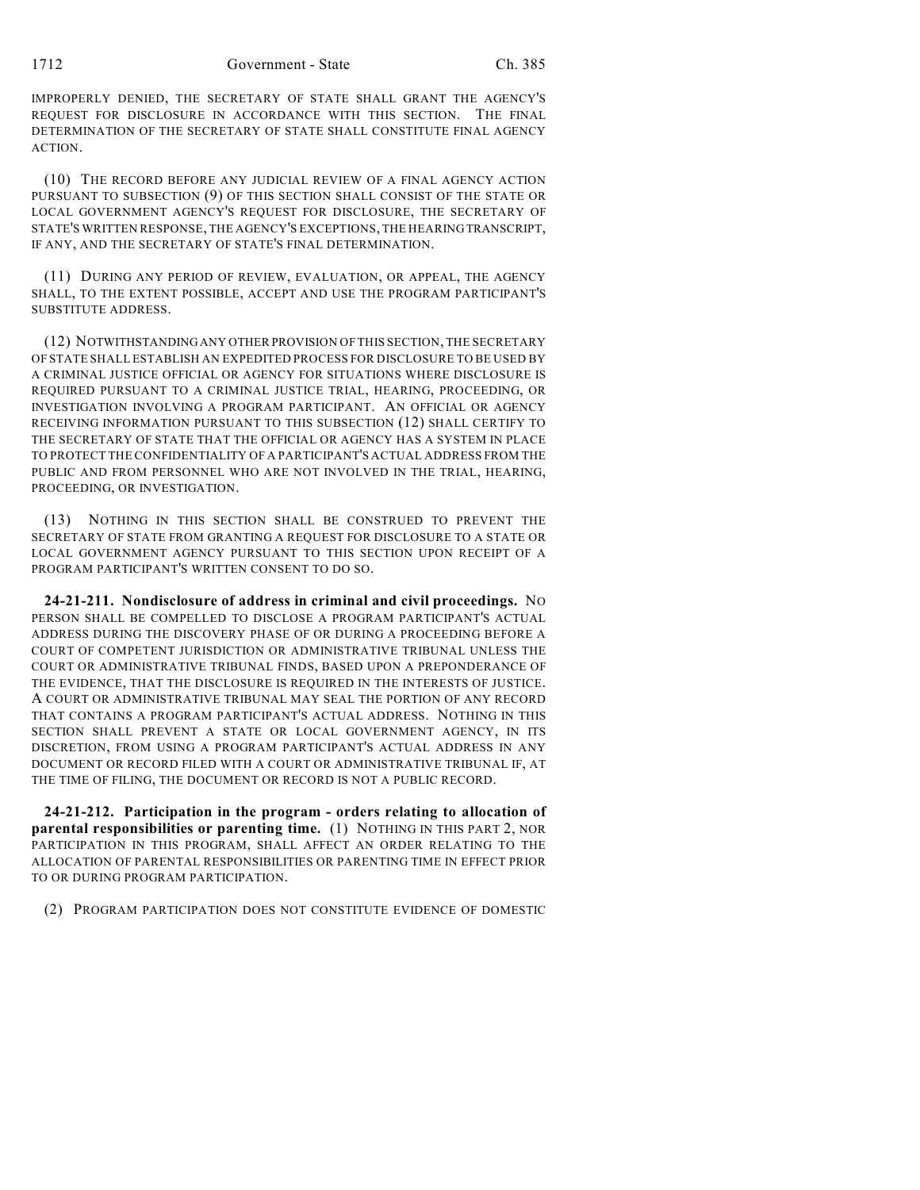IMPROPERLY DENIED, THE SECRETARY OF STATE SHALL GRANT THE AGENCY'S REQUEST FOR DISCLOSURE IN ACCORDANCE WITH THIS SECTION. THE FINAL DETERMINATION OF THE SECRETARY OF STATE SHALL CONSTITUTE FINAL AGENCY ACTION.

(10) THE RECORD BEFORE ANY JUDICIAL REVIEW OF A FINAL AGENCY ACTION PURSUANT TO SUBSECTION (9) OF THIS SECTION SHALL CONSIST OF THE STATE OR LOCAL GOVERNMENT AGENCY'S REQUEST FOR DISCLOSURE, THE SECRETARY OF STATE'S WRITTEN RESPONSE, THE AGENCY'S EXCEPTIONS, THE HEARING TRANSCRIPT, IF ANY, AND THE SECRETARY OF STATE'S FINAL DETERMINATION.

(11) DURING ANY PERIOD OF REVIEW, EVALUATION, OR APPEAL, THE AGENCY SHALL, TO THE EXTENT POSSIBLE, ACCEPT AND USE THE PROGRAM PARTICIPANT'S SUBSTITUTE ADDRESS.

(12) NOTWITHSTANDING ANY OTHER PROVISION OF THIS SECTION, THE SECRETARY OF STATE SHALL ESTABLISH AN EXPEDITED PROCESS FOR DISCLOSURE TO BE USED BY A CRIMINAL JUSTICE OFFICIAL OR AGENCY FOR SITUATIONS WHERE DISCLOSURE IS REQUIRED PURSUANT TO A CRIMINAL JUSTICE TRIAL, HEARING, PROCEEDING, OR INVESTIGATION INVOLVING A PROGRAM PARTICIPANT. AN OFFICIAL OR AGENCY RECEIVING INFORMATION PURSUANT TO THIS SUBSECTION (12) SHALL CERTIFY TO THE SECRETARY OF STATE THAT THE OFFICIAL OR AGENCY HAS A SYSTEM IN PLACE TO PROTECT THE CONFIDENTIALITY OF A PARTICIPANT'S ACTUAL ADDRESS FROM THE PUBLIC AND FROM PERSONNEL WHO ARE NOT INVOLVED IN THE TRIAL, HEARING, PROCEEDING, OR INVESTIGATION.

(13) NOTHING IN THIS SECTION SHALL BE CONSTRUED TO PREVENT THE SECRETARY OF STATE FROM GRANTING A REQUEST FOR DISCLOSURE TO A STATE OR LOCAL GOVERNMENT AGENCY PURSUANT TO THIS SECTION UPON RECEIPT OF A PROGRAM PARTICIPANT'S WRITTEN CONSENT TO DO SO.

**24-21-211. Nondisclosure of address in criminal and civil proceedings.** NO PERSON SHALL BE COMPELLED TO DISCLOSE A PROGRAM PARTICIPANT'S ACTUAL ADDRESS DURING THE DISCOVERY PHASE OF OR DURING A PROCEEDING BEFORE A COURT OF COMPETENT JURISDICTION OR ADMINISTRATIVE TRIBUNAL UNLESS THE COURT OR ADMINISTRATIVE TRIBUNAL FINDS, BASED UPON A PREPONDERANCE OF THE EVIDENCE, THAT THE DISCLOSURE IS REQUIRED IN THE INTERESTS OF JUSTICE. A COURT OR ADMINISTRATIVE TRIBUNAL MAY SEAL THE PORTION OF ANY RECORD THAT CONTAINS A PROGRAM PARTICIPANT'S ACTUAL ADDRESS. NOTHING IN THIS SECTION SHALL PREVENT A STATE OR LOCAL GOVERNMENT AGENCY, IN ITS DISCRETION, FROM USING A PROGRAM PARTICIPANT'S ACTUAL ADDRESS IN ANY DOCUMENT OR RECORD FILED WITH A COURT OR ADMINISTRATIVE TRIBUNAL IF, AT THE TIME OF FILING, THE DOCUMENT OR RECORD IS NOT A PUBLIC RECORD.

**24-21-212. Participation in the program - orders relating to allocation of parental responsibilities or parenting time.** (1) NOTHING IN THIS PART 2, NOR PARTICIPATION IN THIS PROGRAM, SHALL AFFECT AN ORDER RELATING TO THE ALLOCATION OF PARENTAL RESPONSIBILITIES OR PARENTING TIME IN EFFECT PRIOR TO OR DURING PROGRAM PARTICIPATION.

(2) PROGRAM PARTICIPATION DOES NOT CONSTITUTE EVIDENCE OF DOMESTIC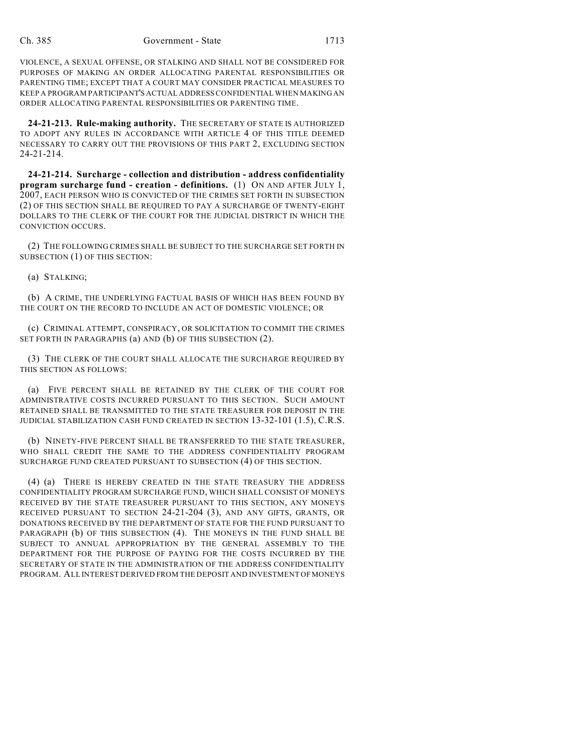VIOLENCE, A SEXUAL OFFENSE, OR STALKING AND SHALL NOT BE CONSIDERED FOR PURPOSES OF MAKING AN ORDER ALLOCATING PARENTAL RESPONSIBILITIES OR PARENTING TIME; EXCEPT THAT A COURT MAY CONSIDER PRACTICAL MEASURES TO KEEP A PROGRAM PARTICIPANT'S ACTUAL ADDRESS CONFIDENTIAL WHEN MAKING AN ORDER ALLOCATING PARENTAL RESPONSIBILITIES OR PARENTING TIME.

**24-21-213. Rule-making authority.** THE SECRETARY OF STATE IS AUTHORIZED TO ADOPT ANY RULES IN ACCORDANCE WITH ARTICLE 4 OF THIS TITLE DEEMED NECESSARY TO CARRY OUT THE PROVISIONS OF THIS PART 2, EXCLUDING SECTION 24-21-214.

**24-21-214. Surcharge - collection and distribution - address confidentiality program surcharge fund - creation - definitions.** (1) ON AND AFTER JULY 1, 2007, EACH PERSON WHO IS CONVICTED OF THE CRIMES SET FORTH IN SUBSECTION (2) OF THIS SECTION SHALL BE REQUIRED TO PAY A SURCHARGE OF TWENTY-EIGHT DOLLARS TO THE CLERK OF THE COURT FOR THE JUDICIAL DISTRICT IN WHICH THE CONVICTION OCCURS.

(2) THE FOLLOWING CRIMES SHALL BE SUBJECT TO THE SURCHARGE SET FORTH IN SUBSECTION (1) OF THIS SECTION:

(a) STALKING;

(b) A CRIME, THE UNDERLYING FACTUAL BASIS OF WHICH HAS BEEN FOUND BY THE COURT ON THE RECORD TO INCLUDE AN ACT OF DOMESTIC VIOLENCE; OR

(c) CRIMINAL ATTEMPT, CONSPIRACY, OR SOLICITATION TO COMMIT THE CRIMES SET FORTH IN PARAGRAPHS (a) AND (b) OF THIS SUBSECTION (2).

(3) THE CLERK OF THE COURT SHALL ALLOCATE THE SURCHARGE REQUIRED BY THIS SECTION AS FOLLOWS:

(a) FIVE PERCENT SHALL BE RETAINED BY THE CLERK OF THE COURT FOR ADMINISTRATIVE COSTS INCURRED PURSUANT TO THIS SECTION. SUCH AMOUNT RETAINED SHALL BE TRANSMITTED TO THE STATE TREASURER FOR DEPOSIT IN THE JUDICIAL STABILIZATION CASH FUND CREATED IN SECTION 13-32-101 (1.5), C.R.S.

(b) NINETY-FIVE PERCENT SHALL BE TRANSFERRED TO THE STATE TREASURER, WHO SHALL CREDIT THE SAME TO THE ADDRESS CONFIDENTIALITY PROGRAM SURCHARGE FUND CREATED PURSUANT TO SUBSECTION (4) OF THIS SECTION.

(4) (a) THERE IS HEREBY CREATED IN THE STATE TREASURY THE ADDRESS CONFIDENTIALITY PROGRAM SURCHARGE FUND, WHICH SHALL CONSIST OF MONEYS RECEIVED BY THE STATE TREASURER PURSUANT TO THIS SECTION, ANY MONEYS RECEIVED PURSUANT TO SECTION 24-21-204 (3), AND ANY GIFTS, GRANTS, OR DONATIONS RECEIVED BY THE DEPARTMENT OF STATE FOR THE FUND PURSUANT TO PARAGRAPH (b) OF THIS SUBSECTION (4). THE MONEYS IN THE FUND SHALL BE SUBJECT TO ANNUAL APPROPRIATION BY THE GENERAL ASSEMBLY TO THE DEPARTMENT FOR THE PURPOSE OF PAYING FOR THE COSTS INCURRED BY THE SECRETARY OF STATE IN THE ADMINISTRATION OF THE ADDRESS CONFIDENTIALITY PROGRAM. ALL INTEREST DERIVED FROM THE DEPOSIT AND INVESTMENT OF MONEYS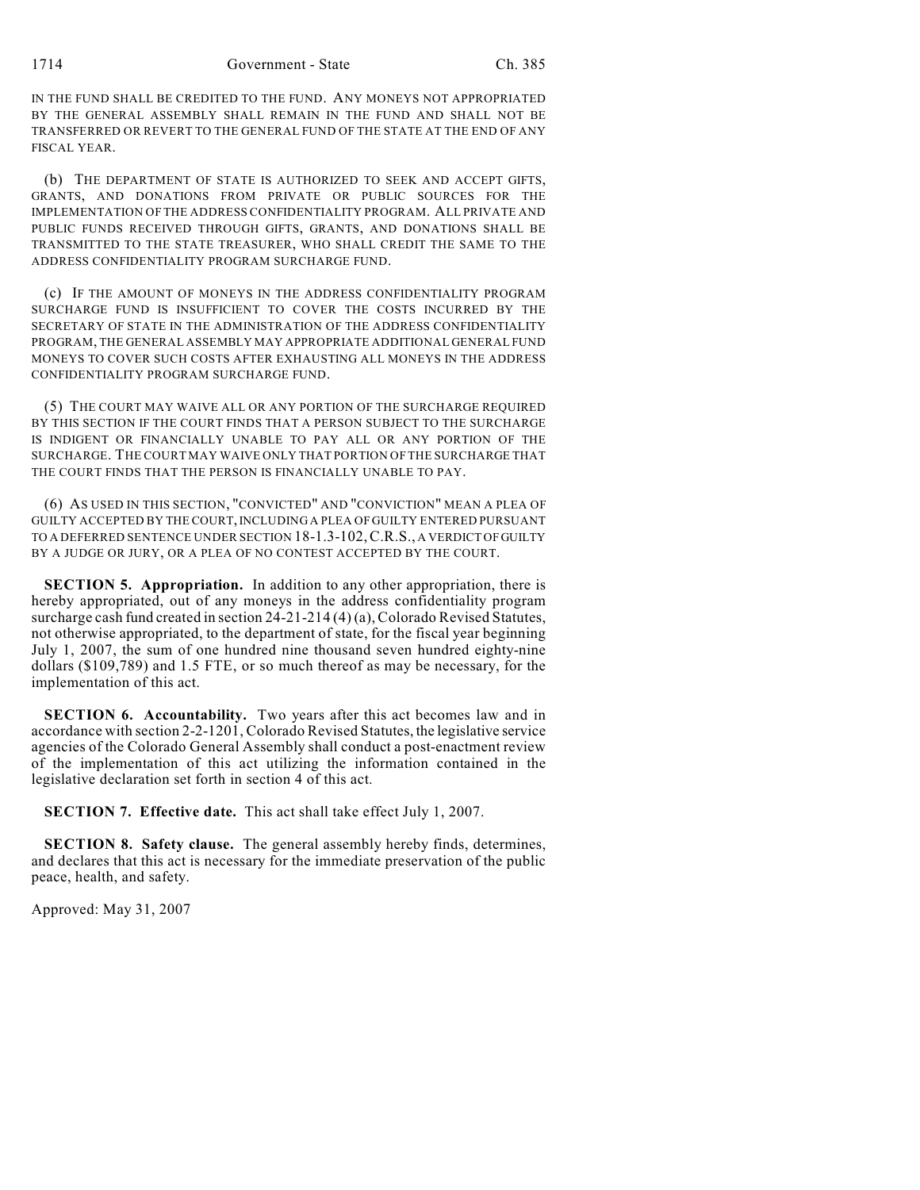IN THE FUND SHALL BE CREDITED TO THE FUND. ANY MONEYS NOT APPROPRIATED BY THE GENERAL ASSEMBLY SHALL REMAIN IN THE FUND AND SHALL NOT BE TRANSFERRED OR REVERT TO THE GENERAL FUND OF THE STATE AT THE END OF ANY FISCAL YEAR.

(b) THE DEPARTMENT OF STATE IS AUTHORIZED TO SEEK AND ACCEPT GIFTS, GRANTS, AND DONATIONS FROM PRIVATE OR PUBLIC SOURCES FOR THE IMPLEMENTATION OF THE ADDRESS CONFIDENTIALITY PROGRAM. ALL PRIVATE AND PUBLIC FUNDS RECEIVED THROUGH GIFTS, GRANTS, AND DONATIONS SHALL BE TRANSMITTED TO THE STATE TREASURER, WHO SHALL CREDIT THE SAME TO THE ADDRESS CONFIDENTIALITY PROGRAM SURCHARGE FUND.

(c) IF THE AMOUNT OF MONEYS IN THE ADDRESS CONFIDENTIALITY PROGRAM SURCHARGE FUND IS INSUFFICIENT TO COVER THE COSTS INCURRED BY THE SECRETARY OF STATE IN THE ADMINISTRATION OF THE ADDRESS CONFIDENTIALITY PROGRAM, THE GENERAL ASSEMBLY MAY APPROPRIATE ADDITIONAL GENERAL FUND MONEYS TO COVER SUCH COSTS AFTER EXHAUSTING ALL MONEYS IN THE ADDRESS CONFIDENTIALITY PROGRAM SURCHARGE FUND.

(5) THE COURT MAY WAIVE ALL OR ANY PORTION OF THE SURCHARGE REQUIRED BY THIS SECTION IF THE COURT FINDS THAT A PERSON SUBJECT TO THE SURCHARGE IS INDIGENT OR FINANCIALLY UNABLE TO PAY ALL OR ANY PORTION OF THE SURCHARGE. THE COURT MAY WAIVE ONLY THAT PORTION OF THE SURCHARGE THAT THE COURT FINDS THAT THE PERSON IS FINANCIALLY UNABLE TO PAY.

(6) AS USED IN THIS SECTION, "CONVICTED" AND "CONVICTION" MEAN A PLEA OF GUILTY ACCEPTED BY THE COURT, INCLUDING A PLEA OF GUILTY ENTERED PURSUANT TO A DEFERRED SENTENCE UNDER SECTION 18-1.3-102, C.R.S., A VERDICT OF GUILTY BY A JUDGE OR JURY, OR A PLEA OF NO CONTEST ACCEPTED BY THE COURT.

**SECTION 5. Appropriation.** In addition to any other appropriation, there is hereby appropriated, out of any moneys in the address confidentiality program surcharge cash fund created in section 24-21-214 (4) (a), Colorado Revised Statutes, not otherwise appropriated, to the department of state, for the fiscal year beginning July 1, 2007, the sum of one hundred nine thousand seven hundred eighty-nine dollars ($109,789) and 1.5 FTE, or so much thereof as may be necessary, for the implementation of this act.

**SECTION 6. Accountability.** Two years after this act becomes law and in accordance with section 2-2-1201, Colorado Revised Statutes, the legislative service agencies of the Colorado General Assembly shall conduct a post-enactment review of the implementation of this act utilizing the information contained in the legislative declaration set forth in section 4 of this act.

**SECTION 7. Effective date.** This act shall take effect July 1, 2007.

**SECTION 8. Safety clause.** The general assembly hereby finds, determines, and declares that this act is necessary for the immediate preservation of the public peace, health, and safety.

Approved: May 31, 2007